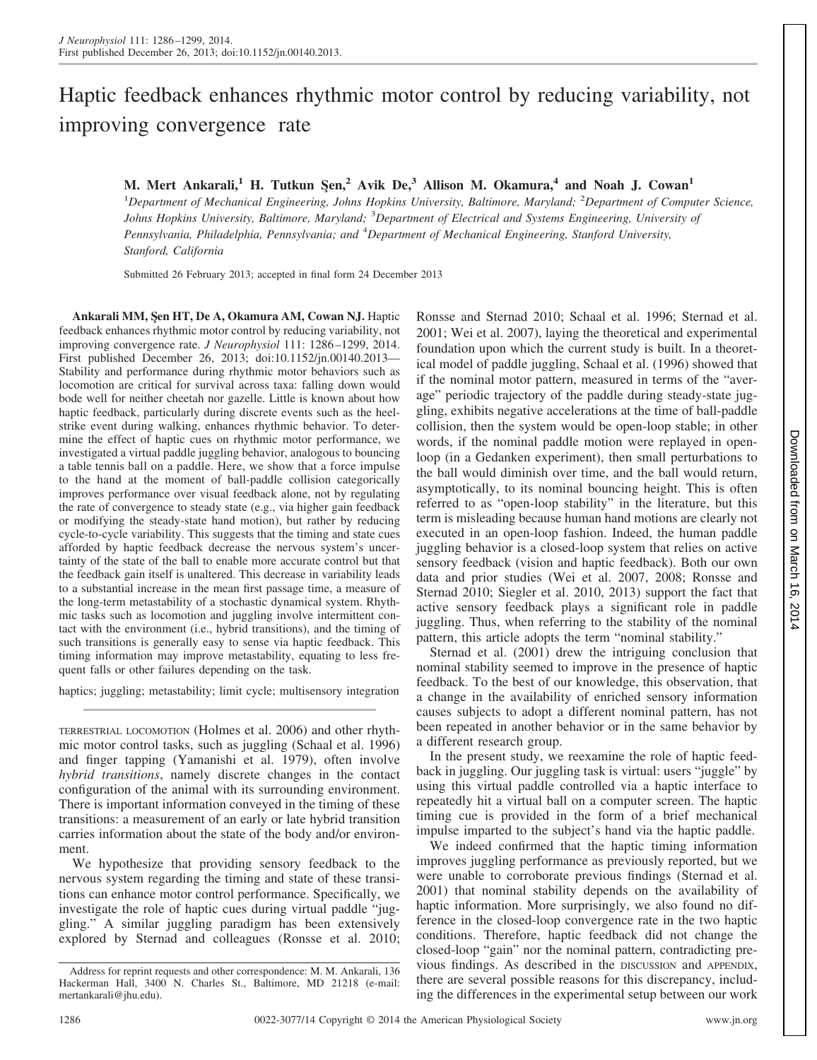# Haptic feedback enhances rhythmic motor control by reducing variability, not improving convergence rate

**M. Mert Ankarali,[1] H. Tutkun Şen,[2] Avik De,[3] Allison M. Okamura,[4] and Noah J. Cowan[1]**

[1]Department of Mechanical Engineering, Johns Hopkins University, Baltimore, Maryland; [2]Department of Computer Science, Johns Hopkins University, Baltimore, Maryland; [3]Department of Electrical and Systems Engineering, University of Pennsylvania, Philadelphia, Pennsylvania; and [4]Department of Mechanical Engineering, Stanford University, Stanford, California

Submitted 26 February 2013; accepted in final form 24 December 2013

**Ankarali MM, Şen HT, De A, Okamura AM, Cowan NJ.** Haptic feedback enhances rhythmic motor control by reducing variability, not improving convergence rate. *J Neurophysiol* 111: 1286–1299, 2014. First published December 26, 2013; doi:10.1152/jn.00140.2013—Stability and performance during rhythmic motor behaviors such as locomotion are critical for survival across taxa: falling down would bode well for neither cheetah nor gazelle. Little is known about how haptic feedback, particularly during discrete events such as the heel-strike event during walking, enhances rhythmic behavior. To determine the effect of haptic cues on rhythmic motor performance, we investigated a virtual paddle juggling behavior, analogous to bouncing a table tennis ball on a paddle. Here, we show that a force impulse to the hand at the moment of ball-paddle collision categorically improves performance over visual feedback alone, not by regulating the rate of convergence to steady state (e.g., via higher gain feedback or modifying the steady-state hand motion), but rather by reducing cycle-to-cycle variability. This suggests that the timing and state cues afforded by haptic feedback decrease the nervous system's uncertainty of the state of the ball to enable more accurate control but that the feedback gain itself is unaltered. This decrease in variability leads to a substantial increase in the mean first passage time, a measure of the long-term metastability of a stochastic dynamical system. Rhythmic tasks such as locomotion and juggling involve intermittent contact with the environment (i.e., hybrid transitions), and the timing of such transitions is generally easy to sense via haptic feedback. This timing information may improve metastability, equating to less frequent falls or other failures depending on the task.

haptics; juggling; metastability; limit cycle; multisensory integration

TERRESTRIAL LOCOMOTION (Holmes et al. 2006) and other rhythmic motor control tasks, such as juggling (Schaal et al. 1996) and finger tapping (Yamanishi et al. 1979), often involve *hybrid transitions*, namely discrete changes in the contact configuration of the animal with its surrounding environment. There is important information conveyed in the timing of these transitions: a measurement of an early or late hybrid transition carries information about the state of the body and/or environment.

We hypothesize that providing sensory feedback to the nervous system regarding the timing and state of these transitions can enhance motor control performance. Specifically, we investigate the role of haptic cues during virtual paddle "juggling." A similar juggling paradigm has been extensively explored by Sternad and colleagues (Ronsse et al. 2010; Ronsse and Sternad 2010; Schaal et al. 1996; Sternad et al. 2001; Wei et al. 2007), laying the theoretical and experimental foundation upon which the current study is built. In a theoretical model of paddle juggling, Schaal et al. (1996) showed that if the nominal motor pattern, measured in terms of the "average" periodic trajectory of the paddle during steady-state juggling, exhibits negative accelerations at the time of ball-paddle collision, then the system would be open-loop stable; in other words, if the nominal paddle motion were replayed in open-loop (in a Gedanken experiment), then small perturbations to the ball would diminish over time, and the ball would return, asymptotically, to its nominal bouncing height. This is often referred to as "open-loop stability" in the literature, but this term is misleading because human hand motions are clearly not executed in an open-loop fashion. Indeed, the human paddle juggling behavior is a closed-loop system that relies on active sensory feedback (vision and haptic feedback). Both our own data and prior studies (Wei et al. 2007, 2008; Ronsse and Sternad 2010; Siegler et al. 2010, 2013) support the fact that active sensory feedback plays a significant role in paddle juggling. Thus, when referring to the stability of the nominal pattern, this article adopts the term "nominal stability."

Sternad et al. (2001) drew the intriguing conclusion that nominal stability seemed to improve in the presence of haptic feedback. To the best of our knowledge, this observation, that a change in the availability of enriched sensory information causes subjects to adopt a different nominal pattern, has not been repeated in another behavior or in the same behavior by a different research group.

In the present study, we reexamine the role of haptic feedback in juggling. Our juggling task is virtual: users "juggle" by using this virtual paddle controlled via a haptic interface to repeatedly hit a virtual ball on a computer screen. The haptic timing cue is provided in the form of a brief mechanical impulse imparted to the subject's hand via the haptic paddle.

We indeed confirmed that the haptic timing information improves juggling performance as previously reported, but we were unable to corroborate previous findings (Sternad et al. 2001) that nominal stability depends on the availability of haptic information. More surprisingly, we also found no difference in the closed-loop convergence rate in the two haptic conditions. Therefore, haptic feedback did not change the closed-loop "gain" nor the nominal pattern, contradicting previous findings. As described in the DISCUSSION and APPENDIX, there are several possible reasons for this discrepancy, including the differences in the experimental setup between our work

Address for reprint requests and other correspondence: M. M. Ankarali, 136 Hackerman Hall, 3400 N. Charles St., Baltimore, MD 21218 (e-mail: mertankarali@jhu.edu).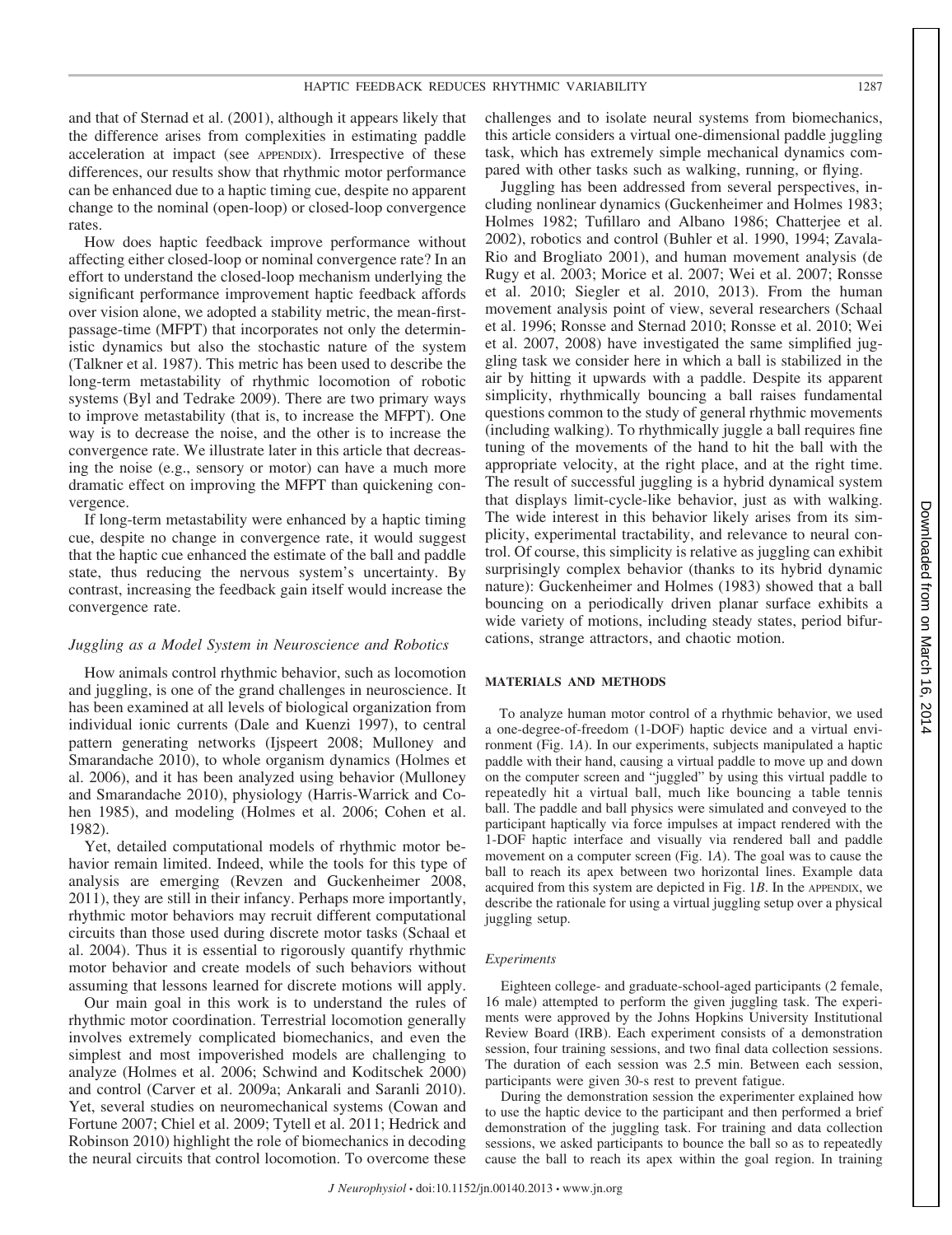and that of Sternad et al. (2001), although it appears likely that the difference arises from complexities in estimating paddle acceleration at impact (see APPENDIX). Irrespective of these differences, our results show that rhythmic motor performance can be enhanced due to a haptic timing cue, despite no apparent change to the nominal (open-loop) or closed-loop convergence rates.

How does haptic feedback improve performance without affecting either closed-loop or nominal convergence rate? In an effort to understand the closed-loop mechanism underlying the significant performance improvement haptic feedback affords over vision alone, we adopted a stability metric, the mean-first-passage-time (MFPT) that incorporates not only the deterministic dynamics but also the stochastic nature of the system (Talkner et al. 1987). This metric has been used to describe the long-term metastability of rhythmic locomotion of robotic systems (Byl and Tedrake 2009). There are two primary ways to improve metastability (that is, to increase the MFPT). One way is to decrease the noise, and the other is to increase the convergence rate. We illustrate later in this article that decreasing the noise (e.g., sensory or motor) can have a much more dramatic effect on improving the MFPT than quickening convergence.

If long-term metastability were enhanced by a haptic timing cue, despite no change in convergence rate, it would suggest that the haptic cue enhanced the estimate of the ball and paddle state, thus reducing the nervous system's uncertainty. By contrast, increasing the feedback gain itself would increase the convergence rate.

### *Juggling as a Model System in Neuroscience and Robotics*

How animals control rhythmic behavior, such as locomotion and juggling, is one of the grand challenges in neuroscience. It has been examined at all levels of biological organization from individual ionic currents (Dale and Kuenzi 1997), to central pattern generating networks (Ijspeert 2008; Mulloney and Smarandache 2010), to whole organism dynamics (Holmes et al. 2006), and it has been analyzed using behavior (Mulloney and Smarandache 2010), physiology (Harris-Warrick and Cohen 1985), and modeling (Holmes et al. 2006; Cohen et al. 1982).

Yet, detailed computational models of rhythmic motor behavior remain limited. Indeed, while the tools for this type of analysis are emerging (Revzen and Guckenheimer 2008, 2011), they are still in their infancy. Perhaps more importantly, rhythmic motor behaviors may recruit different computational circuits than those used during discrete motor tasks (Schaal et al. 2004). Thus it is essential to rigorously quantify rhythmic motor behavior and create models of such behaviors without assuming that lessons learned for discrete motions will apply.

Our main goal in this work is to understand the rules of rhythmic motor coordination. Terrestrial locomotion generally involves extremely complicated biomechanics, and even the simplest and most impoverished models are challenging to analyze (Holmes et al. 2006; Schwind and Koditschek 2000) and control (Carver et al. 2009a; Ankarali and Saranli 2010). Yet, several studies on neuromechanical systems (Cowan and Fortune 2007; Chiel et al. 2009; Tytell et al. 2011; Hedrick and Robinson 2010) highlight the role of biomechanics in decoding the neural circuits that control locomotion. To overcome these challenges and to isolate neural systems from biomechanics, this article considers a virtual one-dimensional paddle juggling task, which has extremely simple mechanical dynamics compared with other tasks such as walking, running, or flying.

Juggling has been addressed from several perspectives, including nonlinear dynamics (Guckenheimer and Holmes 1983; Holmes 1982; Tufillaro and Albano 1986; Chatterjee et al. 2002), robotics and control (Buhler et al. 1990, 1994; Zavala-Rio and Brogliato 2001), and human movement analysis (de Rugy et al. 2003; Morice et al. 2007; Wei et al. 2007; Ronsse et al. 2010; Siegler et al. 2010, 2013). From the human movement analysis point of view, several researchers (Schaal et al. 1996; Ronsse and Sternad 2010; Ronsse et al. 2010; Wei et al. 2007, 2008) have investigated the same simplified juggling task we consider here in which a ball is stabilized in the air by hitting it upwards with a paddle. Despite its apparent simplicity, rhythmically bouncing a ball raises fundamental questions common to the study of general rhythmic movements (including walking). To rhythmically juggle a ball requires fine tuning of the movements of the hand to hit the ball with the appropriate velocity, at the right place, and at the right time. The result of successful juggling is a hybrid dynamical system that displays limit-cycle-like behavior, just as with walking. The wide interest in this behavior likely arises from its simplicity, experimental tractability, and relevance to neural control. Of course, this simplicity is relative as juggling can exhibit surprisingly complex behavior (thanks to its hybrid dynamic nature): Guckenheimer and Holmes (1983) showed that a ball bouncing on a periodically driven planar surface exhibits a wide variety of motions, including steady states, period bifurcations, strange attractors, and chaotic motion.

## MATERIALS AND METHODS

To analyze human motor control of a rhythmic behavior, we used a one-degree-of-freedom (1-DOF) haptic device and a virtual environment (Fig. 1*A*). In our experiments, subjects manipulated a haptic paddle with their hand, causing a virtual paddle to move up and down on the computer screen and "juggled" by using this virtual paddle to repeatedly hit a virtual ball, much like bouncing a table tennis ball. The paddle and ball physics were simulated and conveyed to the participant haptically via force impulses at impact rendered with the 1-DOF haptic interface and visually via rendered ball and paddle movement on a computer screen (Fig. 1*A*). The goal was to cause the ball to reach its apex between two horizontal lines. Example data acquired from this system are depicted in Fig. 1*B*. In the APPENDIX, we describe the rationale for using a virtual juggling setup over a physical juggling setup.

### *Experiments*

Eighteen college- and graduate-school-aged participants (2 female, 16 male) attempted to perform the given juggling task. The experiments were approved by the Johns Hopkins University Institutional Review Board (IRB). Each experiment consists of a demonstration session, four training sessions, and two final data collection sessions. The duration of each session was 2.5 min. Between each session, participants were given 30-s rest to prevent fatigue.

During the demonstration session the experimenter explained how to use the haptic device to the participant and then performed a brief demonstration of the juggling task. For training and data collection sessions, we asked participants to bounce the ball so as to repeatedly cause the ball to reach its apex within the goal region. In training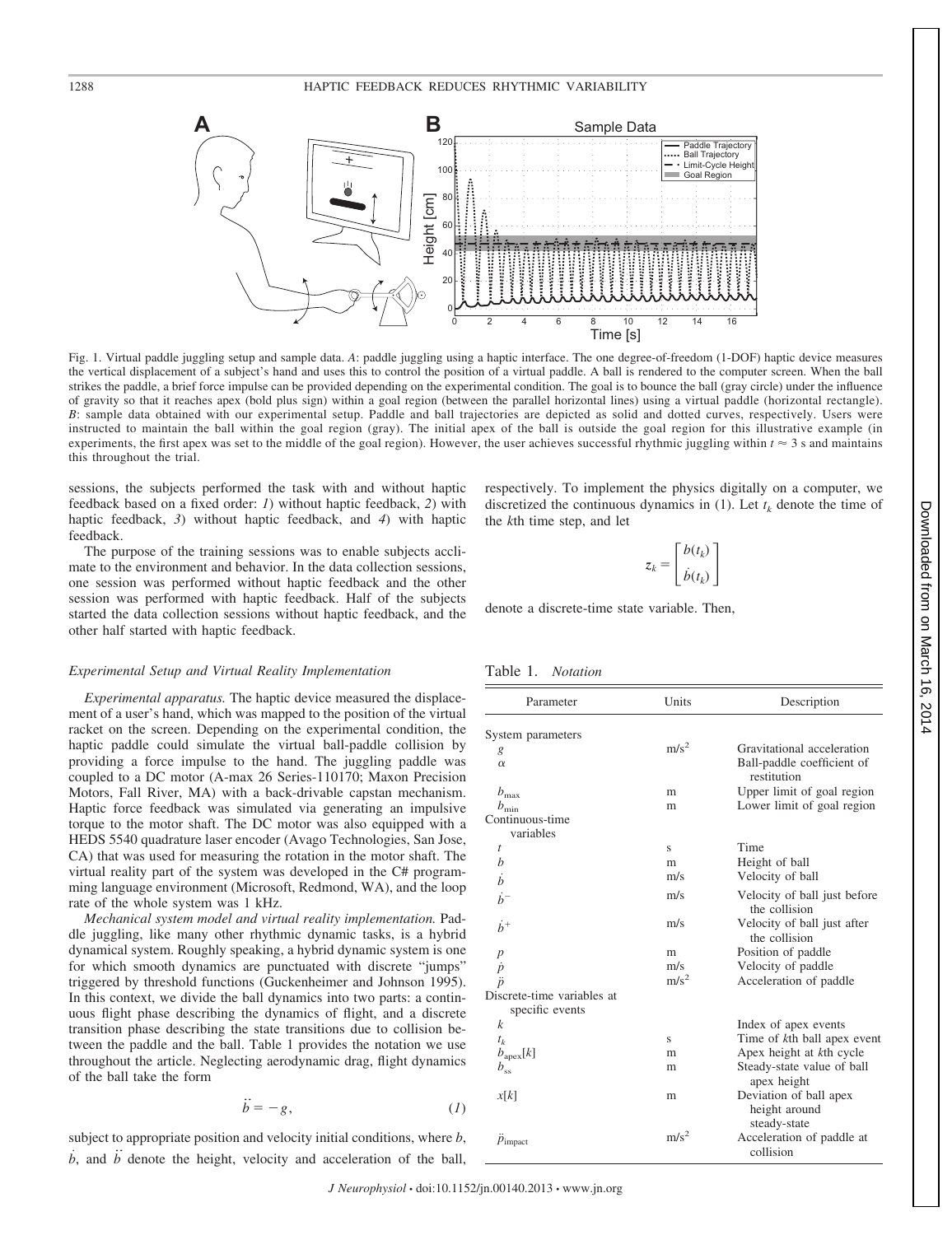A

B

Sample Data

Paddle Trajectory
Ball Trajectory
Limit-Cycle Height
Goal Region

Height [cm]

120
100
80
60
40
20
0

0 2 4 6 8 10 12 14 16

Time [s]

Fig. 1. Virtual paddle juggling setup and sample data. *A*: paddle juggling using a haptic interface. The one degree-of-freedom (1-DOF) haptic device measures the vertical displacement of a subject's hand and uses this to control the position of a virtual paddle. A ball is rendered to the computer screen. When the ball strikes the paddle, a brief force impulse can be provided depending on the experimental condition. The goal is to bounce the ball (gray circle) under the influence of gravity so that it reaches apex (bold plus sign) within a goal region (between the parallel horizontal lines) using a virtual paddle (horizontal rectangle). *B*: sample data obtained with our experimental setup. Paddle and ball trajectories are depicted as solid and dotted curves, respectively. Users were instructed to maintain the ball within the goal region (gray). The initial apex of the ball is outside the goal region for this illustrative example (in experiments, the first apex was set to the middle of the goal region). However, the user achieves successful rhythmic juggling within $t \approx 3$ s and maintains this throughout the trial.

sessions, the subjects performed the task with and without haptic feedback based on a fixed order: *1*) without haptic feedback, *2*) with haptic feedback, *3*) without haptic feedback, and *4*) with haptic feedback.

The purpose of the training sessions was to enable subjects acclimate to the environment and behavior. In the data collection sessions, one session was performed without haptic feedback and the other session was performed with haptic feedback. Half of the subjects started the data collection sessions without haptic feedback, and the other half started with haptic feedback.

### *Experimental Setup and Virtual Reality Implementation*

*Experimental apparatus.* The haptic device measured the displacement of a user's hand, which was mapped to the position of the virtual racket on the screen. Depending on the experimental condition, the haptic paddle could simulate the virtual ball-paddle collision by providing a force impulse to the hand. The juggling paddle was coupled to a DC motor (A-max 26 Series-110170; Maxon Precision Motors, Fall River, MA) with a back-drivable capstan mechanism. Haptic force feedback was simulated via generating an impulsive torque to the motor shaft. The DC motor was also equipped with a HEDS 5540 quadrature laser encoder (Avago Technologies, San Jose, CA) that was used for measuring the rotation in the motor shaft. The virtual reality part of the system was developed in the C# programming language environment (Microsoft, Redmond, WA), and the loop rate of the whole system was 1 kHz.

*Mechanical system model and virtual reality implementation.* Paddle juggling, like many other rhythmic dynamic tasks, is a hybrid dynamical system. Roughly speaking, a hybrid dynamic system is one for which smooth dynamics are punctuated with discrete "jumps" triggered by threshold functions (Guckenheimer and Johnson 1995). In this context, we divide the ball dynamics into two parts: a continuous flight phase describing the dynamics of flight, and a discrete transition phase describing the state transitions due to collision between the paddle and the ball. Table 1 provides the notation we use throughout the article. Neglecting aerodynamic drag, flight dynamics of the ball take the form

$$\ddot{b} = -g, \tag{1}$$

subject to appropriate position and velocity initial conditions, where $b$, $\dot{b}$, and $\ddot{b}$ denote the height, velocity and acceleration of the ball, respectively. To implement the physics digitally on a computer, we discretized the continuous dynamics in (1). Let $t_k$ denote the time of the $k$th time step, and let

$$z_k = \begin{bmatrix} b(t_k) \\ \dot{b}(t_k) \end{bmatrix}$$

denote a discrete-time state variable. Then,

Table 1. *Notation*

| Parameter | Units | Description |
|---|---|---|
| System parameters | | |
| $g$ | m/s$^2$ | Gravitational acceleration |
| $\alpha$ | | Ball-paddle coefficient of restitution |
| $b_{\max}$ | m | Upper limit of goal region |
| $b_{\min}$ | m | Lower limit of goal region |
| Continuous-time variables | | |
| $t$ | s | Time |
| $b$ | m | Height of ball |
| $\dot{b}$ | m/s | Velocity of ball |
| $\dot{b}^-$ | m/s | Velocity of ball just before the collision |
| $\dot{b}^+$ | m/s | Velocity of ball just after the collision |
| $p$ | m | Position of paddle |
| $\dot{p}$ | m/s | Velocity of paddle |
| $\ddot{p}$ | m/s$^2$ | Acceleration of paddle |
| Discrete-time variables at specific events | | |
| $k$ | | Index of apex events |
| $t_k$ | s | Time of $k$th ball apex event |
| $b_{\text{apex}}[k]$ | m | Apex height at $k$th cycle |
| $b_{\text{ss}}$ | m | Steady-state value of ball apex height |
| $x[k]$ | m | Deviation of ball apex height around steady-state |
| $\ddot{p}_{\text{impact}}$ | m/s$^2$ | Acceleration of paddle at collision |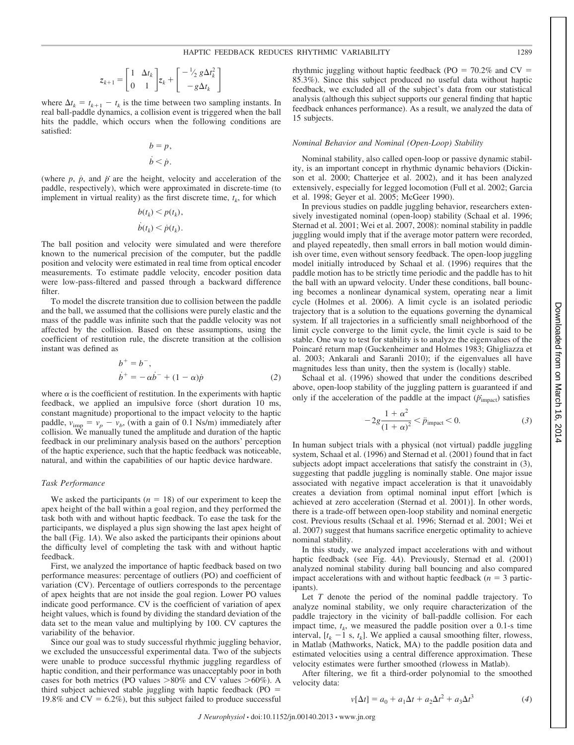$$z_{k+1} = \begin{bmatrix} 1 & \Delta t_k \\ 0 & 1 \end{bmatrix} z_k + \begin{bmatrix} -\frac{1}{2} g \Delta t_k^2 \\ -g \Delta t_k \end{bmatrix}$$

where $\Delta t_k = t_{k+1} - t_k$ is the time between two sampling instants. In real ball-paddle dynamics, a collision event is triggered when the ball hits the paddle, which occurs when the following conditions are satisfied:

$$b = p,$$
$$\dot{b} < \dot{p}.$$

(where $p$, $\dot{p}$, and $\ddot{p}$ are the height, velocity and acceleration of the paddle, respectively), which were approximated in discrete-time (to implement in virtual reality) as the first discrete time, $t_k$, for which

$$b(t_k) < p(t_k),$$
$$\dot{b}(t_k) < \dot{p}(t_k).$$

The ball position and velocity were simulated and were therefore known to the numerical precision of the computer, but the paddle position and velocity were estimated in real time from optical encoder measurements. To estimate paddle velocity, encoder position data were low-pass-filtered and passed through a backward difference filter.

To model the discrete transition due to collision between the paddle and the ball, we assumed that the collisions were purely elastic and the mass of the paddle was infinite such that the paddle velocity was not affected by the collision. Based on these assumptions, using the coefficient of restitution rule, the discrete transition at the collision instant was defined as

$$b^+ = b^-,$$
$$\dot{b}^+ = -\alpha \dot{b}^- + (1 - \alpha)\dot{p} \tag{2}$$

where $\alpha$ is the coefficient of restitution. In the experiments with haptic feedback, we applied an impulsive force (short duration 10 ms, constant magnitude) proportional to the impact velocity to the haptic paddle, $v_{imp} = v_p - v_b$, (with a gain of 0.1 Ns/m) immediately after collision. We manually tuned the amplitude and duration of the haptic feedback in our preliminary analysis based on the authors' perception of the haptic experience, such that the haptic feedback was noticeable, natural, and within the capabilities of our haptic device hardware.

### *Task Performance*

We asked the participants ($n = 18$) of our experiment to keep the apex height of the ball within a goal region, and they performed the task both with and without haptic feedback. To ease the task for the participants, we displayed a plus sign showing the last apex height of the ball (Fig. 1*A*). We also asked the participants their opinions about the difficulty level of completing the task with and without haptic feedback.

First, we analyzed the importance of haptic feedback based on two performance measures: percentage of outliers (PO) and coefficient of variation (CV). Percentage of outliers corresponds to the percentage of apex heights that are not inside the goal region. Lower PO values indicate good performance. CV is the coefficient of variation of apex height values, which is found by dividing the standard deviation of the data set to the mean value and multiplying by 100. CV captures the variability of the behavior.

Since our goal was to study successful rhythmic juggling behavior, we excluded the unsuccessful experimental data. Two of the subjects were unable to produce successful rhythmic juggling regardless of haptic condition, and their performance was unacceptably poor in both cases for both metrics (PO values >80% and CV values >60%). A third subject achieved stable juggling with haptic feedback (PO = 19.8% and CV = 6.2%), but this subject failed to produce successful rhythmic juggling without haptic feedback (PO = 70.2% and CV = 85.3%). Since this subject produced no useful data without haptic feedback, we excluded all of the subject's data from our statistical analysis (although this subject supports our general finding that haptic feedback enhances performance). As a result, we analyzed the data of 15 subjects.

### *Nominal Behavior and Nominal (Open-Loop) Stability*

Nominal stability, also called open-loop or passive dynamic stability, is an important concept in rhythmic dynamic behaviors (Dickinson et al. 2000; Chatterjee et al. 2002), and it has been analyzed extensively, especially for legged locomotion (Full et al. 2002; Garcia et al. 1998; Geyer et al. 2005; McGeer 1990).

In previous studies on paddle juggling behavior, researchers extensively investigated nominal (open-loop) stability (Schaal et al. 1996; Sternad et al. 2001; Wei et al. 2007, 2008): nominal stability in paddle juggling would imply that if the average motor pattern were recorded, and played repeatedly, then small errors in ball motion would diminish over time, even without sensory feedback. The open-loop juggling model initially introduced by Schaal et al. (1996) requires that the paddle motion has to be strictly time periodic and the paddle has to hit the ball with an upward velocity. Under these conditions, ball bouncing becomes a nonlinear dynamical system, operating near a limit cycle (Holmes et al. 2006). A limit cycle is an isolated periodic trajectory that is a solution to the equations governing the dynamical system. If all trajectories in a sufficiently small neighborhood of the limit cycle converge to the limit cycle, the limit cycle is said to be stable. One way to test for stability is to analyze the eigenvalues of the Poincaré return map (Guckenheimer and Holmes 1983; Ghigliazza et al. 2003; Ankarali and Saranli 2010); if the eigenvalues all have magnitudes less than unity, then the system is (locally) stable.

Schaal et al. (1996) showed that under the conditions described above, open-loop stability of the juggling pattern is guaranteed if and only if the acceleration of the paddle at the impact ($\ddot{p}_{impact}$) satisfies

$$-2g\frac{1 + \alpha^2}{(1 + \alpha)^2} < \ddot{p}_{impact} < 0. \tag{3}$$

In human subject trials with a physical (not virtual) paddle juggling system, Schaal et al. (1996) and Sternad et al. (2001) found that in fact subjects adopt impact accelerations that satisfy the constraint in (3), suggesting that paddle juggling is nominally stable. One major issue associated with negative impact acceleration is that it unavoidably creates a deviation from optimal nominal input effort [which is achieved at zero acceleration (Sternad et al. 2001)]. In other words, there is a trade-off between open-loop stability and nominal energetic cost. Previous results (Schaal et al. 1996; Sternad et al. 2001; Wei et al. 2007) suggest that humans sacrifice energetic optimality to achieve nominal stability.

In this study, we analyzed impact accelerations with and without haptic feedback (see Fig. 4*A*). Previously, Sternad et al. (2001) analyzed nominal stability during ball bouncing and also compared impact accelerations with and without haptic feedback ($n = 3$ participants).

Let $T$ denote the period of the nominal paddle trajectory. To analyze nominal stability, we only require characterization of the paddle trajectory in the vicinity of ball-paddle collision. For each impact time, $t_k$, we measured the paddle position over a 0.1-s time interval, $[t_k - 1 \text{ s}, t_k]$. We applied a causal smoothing filter, rlowess, in Matlab (Mathworks, Natick, MA) to the paddle position data and estimated velocities using a central difference approximation. These velocity estimates were further smoothed (rlowess in Matlab).

After filtering, we fit a third-order polynomial to the smoothed velocity data:

$$v[\Delta t] = a_0 + a_1\Delta t + a_2\Delta t^2 + a_3\Delta t^3 \tag{4}$$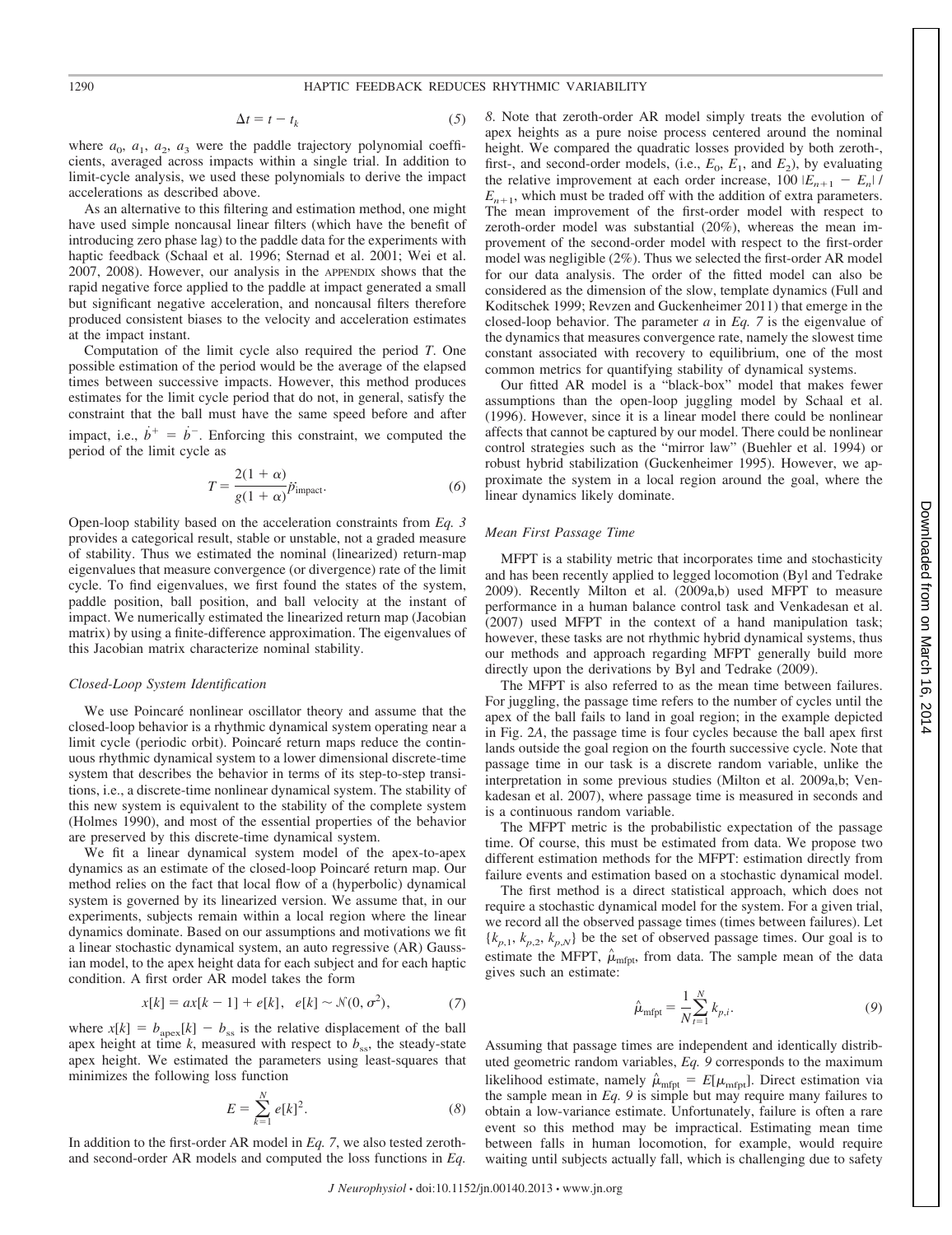$$\Delta t = t - t_k \tag{5}$$

where $a_0$, $a_1$, $a_2$, $a_3$ were the paddle trajectory polynomial coefficients, averaged across impacts within a single trial. In addition to limit-cycle analysis, we used these polynomials to derive the impact accelerations as described above.

As an alternative to this filtering and estimation method, one might have used simple noncausal linear filters (which have the benefit of introducing zero phase lag) to the paddle data for the experiments with haptic feedback (Schaal et al. 1996; Sternad et al. 2001; Wei et al. 2007, 2008). However, our analysis in the APPENDIX shows that the rapid negative force applied to the paddle at impact generated a small but significant negative acceleration, and noncausal filters therefore produced consistent biases to the velocity and acceleration estimates at the impact instant.

Computation of the limit cycle also required the period $T$. One possible estimation of the period would be the average of the elapsed times between successive impacts. However, this method produces estimates for the limit cycle period that do not, in general, satisfy the constraint that the ball must have the same speed before and after impact, i.e., $\dot{b}^+ = \dot{b}^-$. Enforcing this constraint, we computed the period of the limit cycle as

$$T = \frac{2(1 + \alpha)}{g(1 + \alpha)}\dot{p}_{\text{impact}}. \tag{6}$$

Open-loop stability based on the acceleration constraints from *Eq. 3* provides a categorical result, stable or unstable, not a graded measure of stability. Thus we estimated the nominal (linearized) return-map eigenvalues that measure convergence (or divergence) rate of the limit cycle. To find eigenvalues, we first found the states of the system, paddle position, ball position, and ball velocity at the instant of impact. We numerically estimated the linearized return map (Jacobian matrix) by using a finite-difference approximation. The eigenvalues of this Jacobian matrix characterize nominal stability.

### Closed-Loop System Identification

We use Poincaré nonlinear oscillator theory and assume that the closed-loop behavior is a rhythmic dynamical system operating near a limit cycle (periodic orbit). Poincaré return maps reduce the continuous rhythmic dynamical system to a lower dimensional discrete-time system that describes the behavior in terms of its step-to-step transitions, i.e., a discrete-time nonlinear dynamical system. The stability of this new system is equivalent to the stability of the complete system (Holmes 1990), and most of the essential properties of the behavior are preserved by this discrete-time dynamical system.

We fit a linear dynamical system model of the apex-to-apex dynamics as an estimate of the closed-loop Poincaré return map. Our method relies on the fact that local flow of a (hyperbolic) dynamical system is governed by its linearized version. We assume that, in our experiments, subjects remain within a local region where the linear dynamics dominate. Based on our assumptions and motivations we fit a linear stochastic dynamical system, an auto regressive (AR) Gaussian model, to the apex height data for each subject and for each haptic condition. A first order AR model takes the form

$$x[k] = ax[k - 1] + e[k], \quad e[k] \sim \mathcal{N}(0, \sigma^2), \tag{7}$$

where $x[k] = b_{\text{apex}}[k] - b_{\text{ss}}$ is the relative displacement of the ball apex height at time $k$, measured with respect to $b_{\text{ss}}$, the steady-state apex height. We estimated the parameters using least-squares that minimizes the following loss function

$$E = \sum_{k=1}^{N} e[k]^2. \tag{8}$$

In addition to the first-order AR model in *Eq. 7*, we also tested zeroth- and second-order AR models and computed the loss functions in *Eq. 8*. Note that zeroth-order AR model simply treats the evolution of apex heights as a pure noise process centered around the nominal height. We compared the quadratic losses provided by both zeroth-, first-, and second-order models, (i.e., $E_0$, $E_1$, and $E_2$), by evaluating the relative improvement at each order increase, $100\,|E_{n+1} - E_n|\,/\,E_{n+1}$, which must be traded off with the addition of extra parameters. The mean improvement of the first-order model with respect to zeroth-order model was substantial (20%), whereas the mean improvement of the second-order model with respect to the first-order model was negligible (2%). Thus we selected the first-order AR model for our data analysis. The order of the fitted model can also be considered as the dimension of the slow, template dynamics (Full and Koditschek 1999; Revzen and Guckenheimer 2011) that emerge in the closed-loop behavior. The parameter $a$ in *Eq. 7* is the eigenvalue of the dynamics that measures convergence rate, namely the slowest time constant associated with recovery to equilibrium, one of the most common metrics for quantifying stability of dynamical systems.

Our fitted AR model is a "black-box" model that makes fewer assumptions than the open-loop juggling model by Schaal et al. (1996). However, since it is a linear model there could be nonlinear affects that cannot be captured by our model. There could be nonlinear control strategies such as the "mirror law" (Buehler et al. 1994) or robust hybrid stabilization (Guckenheimer 1995). However, we approximate the system in a local region around the goal, where the linear dynamics likely dominate.

### Mean First Passage Time

MFPT is a stability metric that incorporates time and stochasticity and has been recently applied to legged locomotion (Byl and Tedrake 2009). Recently Milton et al. (2009a,b) used MFPT to measure performance in a human balance control task and Venkadesan et al. (2007) used MFPT in the context of a hand manipulation task; however, these tasks are not rhythmic hybrid dynamical systems, thus our methods and approach regarding MFPT generally build more directly upon the derivations by Byl and Tedrake (2009).

The MFPT is also referred to as the mean time between failures. For juggling, the passage time refers to the number of cycles until the apex of the ball fails to land in goal region; in the example depicted in Fig. 2*A*, the passage time is four cycles because the ball apex first lands outside the goal region on the fourth successive cycle. Note that passage time in our task is a discrete random variable, unlike the interpretation in some previous studies (Milton et al. 2009a,b; Venkadesan et al. 2007), where passage time is measured in seconds and is a continuous random variable.

The MFPT metric is the probabilistic expectation of the passage time. Of course, this must be estimated from data. We propose two different estimation methods for the MFPT: estimation directly from failure events and estimation based on a stochastic dynamical model.

The first method is a direct statistical approach, which does not require a stochastic dynamical model for the system. For a given trial, we record all the observed passage times (times between failures). Let $\{k_{p,1}, k_{p,2}, k_{p,N}\}$ be the set of observed passage times. Our goal is to estimate the MFPT, $\hat{\mu}_{\text{mfpt}}$, from data. The sample mean of the data gives such an estimate:

$$\hat{\mu}_{\text{mfpt}} = \frac{1}{N}\sum_{t=1}^{N} k_{p,i}. \tag{9}$$

Assuming that passage times are independent and identically distributed geometric random variables, *Eq. 9* corresponds to the maximum likelihood estimate, namely $\hat{\mu}_{\text{mfpt}} = E[\mu_{\text{mfpt}}]$. Direct estimation via the sample mean in *Eq. 9* is simple but may require many failures to obtain a low-variance estimate. Unfortunately, failure is often a rare event so this method may be impractical. Estimating mean time between falls in human locomotion, for example, would require waiting until subjects actually fall, which is challenging due to safety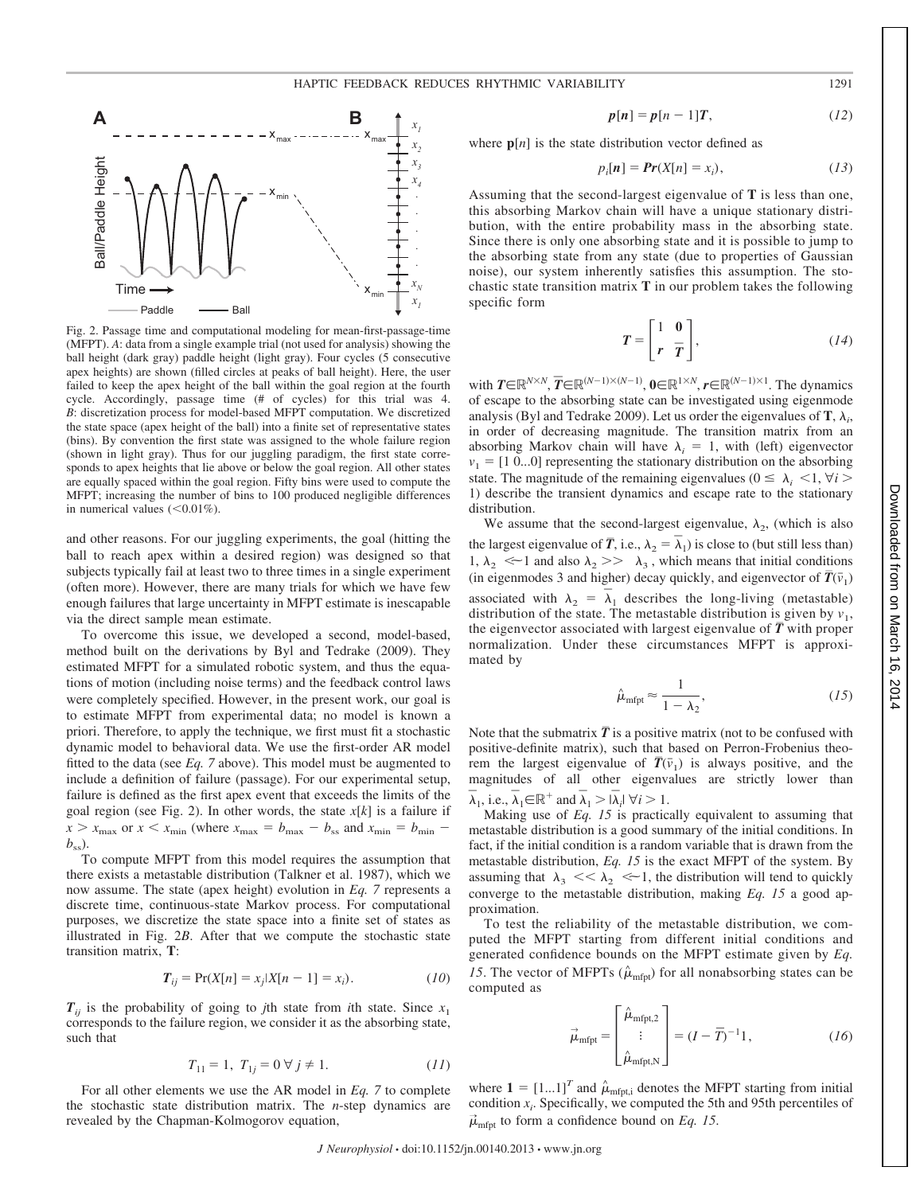A
B
Ball/Paddle Height
Time
Paddle
Ball
x max
x min
x max
x min
$x_1$
$x_2$
$x_3$
$x_4$
$x_N$
$x_1$

Fig. 2. Passage time and computational modeling for mean-first-passage-time (MFPT). *A*: data from a single example trial (not used for analysis) showing the ball height (dark gray) paddle height (light gray). Four cycles (5 consecutive apex heights) are shown (filled circles at peaks of ball height). Here, the user failed to keep the apex height of the ball within the goal region at the fourth cycle. Accordingly, passage time (# of cycles) for this trial was 4. *B*: discretization process for model-based MFPT computation. We discretized the state space (apex height of the ball) into a finite set of representative states (bins). By convention the first state was assigned to the whole failure region (shown in light gray). Thus for our juggling paradigm, the first state corresponds to apex heights that lie above or below the goal region. All other states are equally spaced within the goal region. Fifty bins were used to compute the MFPT; increasing the number of bins to 100 produced negligible differences in numerical values (<0.01%).

and other reasons. For our juggling experiments, the goal (hitting the ball to reach apex within a desired region) was designed so that subjects typically fail at least two to three times in a single experiment (often more). However, there are many trials for which we have few enough failures that large uncertainty in MFPT estimate is inescapable via the direct sample mean estimate.

To overcome this issue, we developed a second, model-based, method built on the derivations by Byl and Tedrake (2009). They estimated MFPT for a simulated robotic system, and thus the equations of motion (including noise terms) and the feedback control laws were completely specified. However, in the present work, our goal is to estimate MFPT from experimental data; no model is known a priori. Therefore, to apply the technique, we first must fit a stochastic dynamic model to behavioral data. We use the first-order AR model fitted to the data (see *Eq. 7* above). This model must be augmented to include a definition of failure (passage). For our experimental setup, failure is defined as the first apex event that exceeds the limits of the goal region (see Fig. 2). In other words, the state $x[k]$ is a failure if $x > x_{\max}$ or $x < x_{\min}$ (where $x_{\max} = b_{\max} - b_{ss}$ and $x_{\min} = b_{\min} - b_{ss}$).

To compute MFPT from this model requires the assumption that there exists a metastable distribution (Talkner et al. 1987), which we now assume. The state (apex height) evolution in *Eq. 7* represents a discrete time, continuous-state Markov process. For computational purposes, we discretize the state space into a finite set of states as illustrated in Fig. 2*B*. After that we compute the stochastic state transition matrix, **T**:

$$\boldsymbol{T}_{ij} = \Pr(X[n] = x_j | X[n-1] = x_i). \tag{10}$$

$\boldsymbol{T}_{ij}$ is the probability of going to *j*th state from *i*th state. Since $x_1$ corresponds to the failure region, we consider it as the absorbing state, such that

$$T_{11} = 1,\ T_{1j} = 0 \ \forall\ j \neq 1. \tag{11}$$

For all other elements we use the AR model in *Eq. 7* to complete the stochastic state distribution matrix. The *n*-step dynamics are revealed by the Chapman-Kolmogorov equation,

$$\boldsymbol{p}[\boldsymbol{n}] = \boldsymbol{p}[n-1]\boldsymbol{T}, \tag{12}$$

where $\mathbf{p}[n]$ is the state distribution vector defined as

$$p_i[\boldsymbol{n}] = \boldsymbol{Pr}(X[n] = x_i), \tag{13}$$

Assuming that the second-largest eigenvalue of **T** is less than one, this absorbing Markov chain will have a unique stationary distribution, with the entire probability mass in the absorbing state. Since there is only one absorbing state and it is possible to jump to the absorbing state from any state (due to properties of Gaussian noise), our system inherently satisfies this assumption. The stochastic state transition matrix **T** in our problem takes the following specific form

$$\boldsymbol{T} = \begin{bmatrix} 1 & \mathbf{0} \\ \boldsymbol{r} & \bar{\boldsymbol{T}} \end{bmatrix}, \tag{14}$$

with $\boldsymbol{T} \in \mathbb{R}^{N \times N}$, $\bar{\boldsymbol{T}} \in \mathbb{R}^{(N-1)\times(N-1)}$, $\mathbf{0} \in \mathbb{R}^{1 \times N}$, $\boldsymbol{r} \in \mathbb{R}^{(N-1)\times 1}$. The dynamics of escape to the absorbing state can be investigated using eigenmode analysis (Byl and Tedrake 2009). Let us order the eigenvalues of **T**, $\lambda_i$, in order of decreasing magnitude. The transition matrix from an absorbing Markov chain will have $\lambda_i = 1$, with (left) eigenvector $v_1 = [1\ 0...0]$ representing the stationary distribution on the absorbing state. The magnitude of the remaining eigenvalues ($0 \leq \lambda_i < 1, \forall i > 1$) describe the transient dynamics and escape rate to the stationary distribution.

We assume that the second-largest eigenvalue, $\lambda_2$, (which is also the largest eigenvalue of $\bar{\boldsymbol{T}}$, i.e., $\lambda_2 = \bar{\lambda}_1$) is close to (but still less than) 1, $\lambda_2 \lessapprox 1$ and also $\lambda_2 >> \lambda_3$, which means that initial conditions (in eigenmodes 3 and higher) decay quickly, and eigenvector of $\bar{\boldsymbol{T}}(\bar{v}_1)$ associated with $\lambda_2 = \bar{\lambda}_1$ describes the long-living (metastable) distribution of the state. The metastable distribution is given by $v_1$, the eigenvector associated with largest eigenvalue of $\bar{\boldsymbol{T}}$ with proper normalization. Under these circumstances MFPT is approximated by

$$\hat{\mu}_{\text{mfpt}} \approx \frac{1}{1 - \lambda_2}, \tag{15}$$

Note that the submatrix $\bar{\boldsymbol{T}}$ is a positive matrix (not to be confused with positive-definite matrix), such that based on Perron-Frobenius theorem the largest eigenvalue of $\bar{\boldsymbol{T}}(\bar{v}_1)$ is always positive, and the magnitudes of all other eigenvalues are strictly lower than $\bar{\lambda}_1$, i.e., $\bar{\lambda}_1 \in \mathbb{R}^+$ and $\bar{\lambda}_1 > |\bar{\lambda}_i|\ \forall i > 1$.

Making use of *Eq. 15* is practically equivalent to assuming that metastable distribution is a good summary of the initial conditions. In fact, if the initial condition is a random variable that is drawn from the metastable distribution, *Eq. 15* is the exact MFPT of the system. By assuming that $\lambda_3 << \lambda_2 \lessapprox 1$, the distribution will tend to quickly converge to the metastable distribution, making *Eq. 15* a good approximation.

To test the reliability of the metastable distribution, we computed the MFPT starting from different initial conditions and generated confidence bounds on the MFPT estimate given by *Eq. 15*. The vector of MFPTs ($\hat{\mu}_{\text{mfpt}}$) for all nonabsorbing states can be computed as

$$\vec{\mu}_{\text{mfpt}} = \begin{bmatrix} \hat{\mu}_{\text{mfpt},2} \\ \vdots \\ \hat{\mu}_{\text{mfpt},N} \end{bmatrix} = (I - \bar{T})^{-1}1, \tag{16}$$

where $\mathbf{1} = [1...1]^T$ and $\hat{\mu}_{\text{mfpt},i}$ denotes the MFPT starting from initial condition $x_i$. Specifically, we computed the 5th and 95th percentiles of $\vec{\mu}_{\text{mfpt}}$ to form a confidence bound on *Eq. 15*.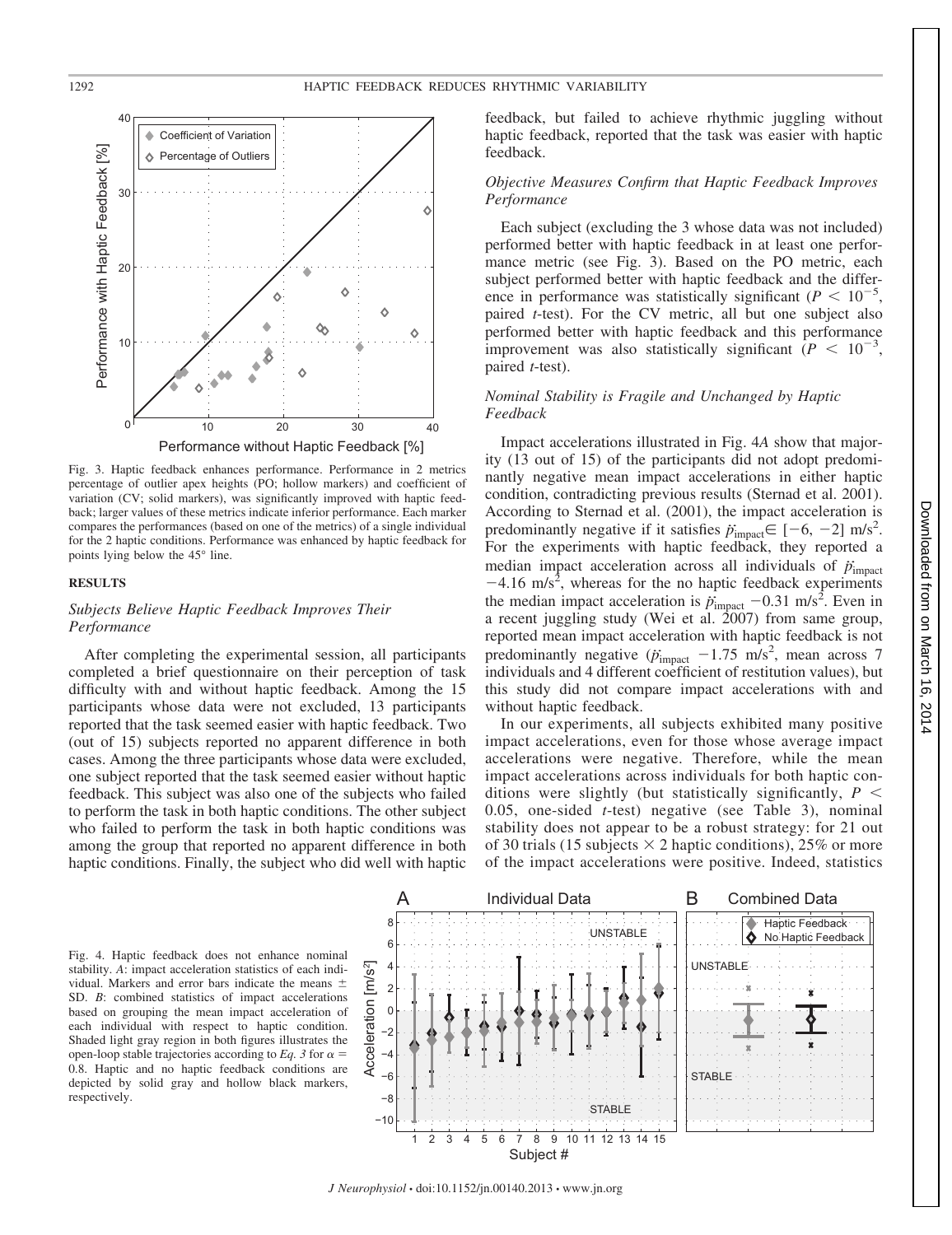Performance with Haptic Feedback [%]

40

30

20

10

0

10 20 30 40

Performance without Haptic Feedback [%]

Coefficient of Variation

Percentage of Outliers

Fig. 3. Haptic feedback enhances performance. Performance in 2 metrics percentage of outlier apex heights (PO; hollow markers) and coefficient of variation (CV; solid markers), was significantly improved with haptic feedback; larger values of these metrics indicate inferior performance. Each marker compares the performances (based on one of the metrics) of a single individual for the 2 haptic conditions. Performance was enhanced by haptic feedback for points lying below the 45° line.

## RESULTS

### *Subjects Believe Haptic Feedback Improves Their Performance*

After completing the experimental session, all participants completed a brief questionnaire on their perception of task difficulty with and without haptic feedback. Among the 15 participants whose data were not excluded, 13 participants reported that the task seemed easier with haptic feedback. Two (out of 15) subjects reported no apparent difference in both cases. Among the three participants whose data were excluded, one subject reported that the task seemed easier without haptic feedback. This subject was also one of the subjects who failed to perform the task in both haptic conditions. The other subject who failed to perform the task in both haptic conditions was among the group that reported no apparent difference in both haptic conditions. Finally, the subject who did well with haptic feedback, but failed to achieve rhythmic juggling without haptic feedback, reported that the task was easier with haptic feedback.

### *Objective Measures Confirm that Haptic Feedback Improves Performance*

Each subject (excluding the 3 whose data was not included) performed better with haptic feedback in at least one performance metric (see Fig. 3). Based on the PO metric, each subject performed better with haptic feedback and the difference in performance was statistically significant ($P < 10^{-5}$, paired *t*-test). For the CV metric, all but one subject also performed better with haptic feedback and this performance improvement was also statistically significant ($P < 10^{-3}$, paired *t*-test).

### *Nominal Stability is Fragile and Unchanged by Haptic Feedback*

Impact accelerations illustrated in Fig. 4*A* show that majority (13 out of 15) of the participants did not adopt predominantly negative mean impact accelerations in either haptic condition, contradicting previous results (Sternad et al. 2001). According to Sternad et al. (2001), the impact acceleration is predominantly negative if it satisfies $\ddot{p}_{\text{impact}} \in [-6, -2]$ m/s$^2$. For the experiments with haptic feedback, they reported a median impact acceleration across all individuals of $\ddot{p}_{\text{impact}}$ $-4.16$ m/s$^2$, whereas for the no haptic feedback experiments the median impact acceleration is $\ddot{p}_{\text{impact}}$ $-0.31$ m/s$^2$. Even in a recent juggling study (Wei et al. 2007) from same group, reported mean impact acceleration with haptic feedback is not predominantly negative ($\ddot{p}_{\text{impact}}$ $-1.75$ m/s$^2$, mean across 7 individuals and 4 different coefficient of restitution values), but this study did not compare impact accelerations with and without haptic feedback.

In our experiments, all subjects exhibited many positive impact accelerations, even for those whose average impact accelerations were negative. Therefore, while the mean impact accelerations across individuals for both haptic conditions were slightly (but statistically significantly, $P < 0.05$, one-sided *t*-test) negative (see Table 3), nominal stability does not appear to be a robust strategy: for 21 out of 30 trials (15 subjects × 2 haptic conditions), 25% or more of the impact accelerations were positive. Indeed, statistics

A Individual Data

B Combined Data

Acceleration [m/s²]

8 6 4 2 0 −2 −4 −6 −8 −10

UNSTABLE

STABLE

1 2 3 4 5 6 7 8 9 10 11 12 13 14 15

Subject #

Haptic Feedback

No Haptic Feedback

Fig. 4. Haptic feedback does not enhance nominal stability. *A*: impact acceleration statistics of each individual. Markers and error bars indicate the means ± SD. *B*: combined statistics of impact accelerations based on grouping the mean impact acceleration of each individual with respect to haptic condition. Shaded light gray region in both figures illustrates the open-loop stable trajectories according to *Eq. 3* for $\alpha = 0.8$. Haptic and no haptic feedback conditions are depicted by solid gray and hollow black markers, respectively.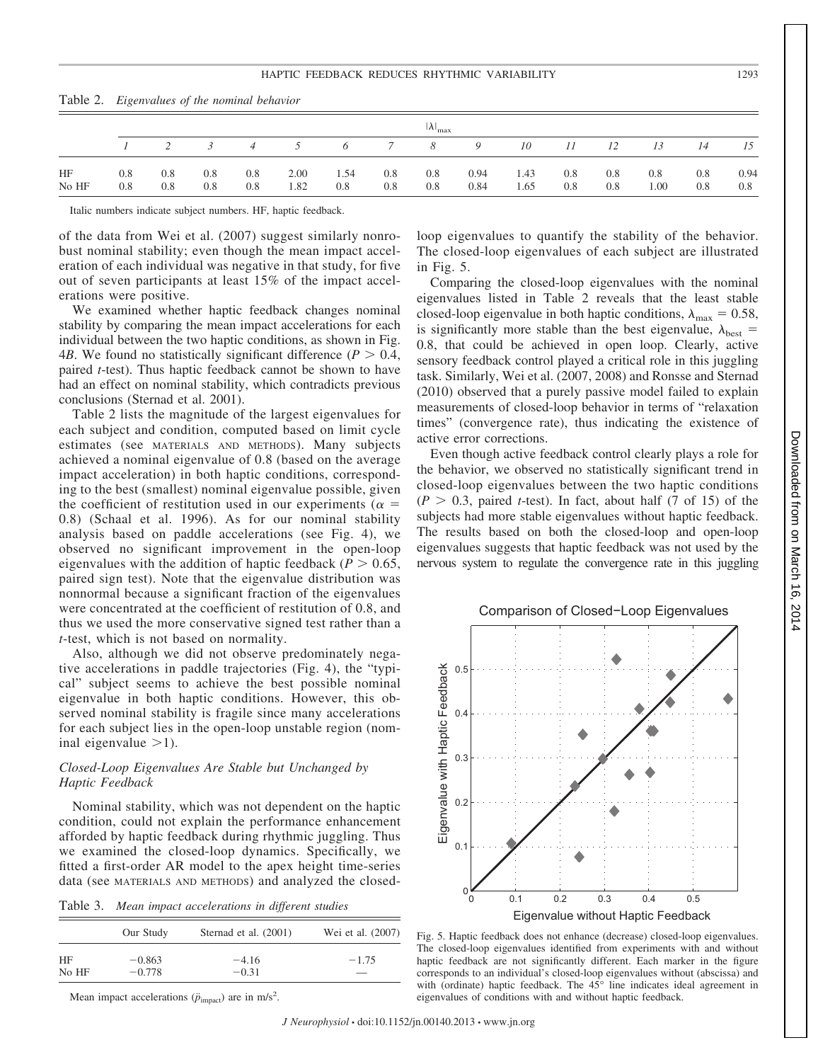Table 2. *Eigenvalues of the nominal behavior*

| | $\lvert\lambda\rvert_{max}$ | | | | | | | | | | | | | | |
|---|---|---|---|---|---|---|---|---|---|---|---|---|---|---|---|
| | *1* | *2* | *3* | *4* | *5* | *6* | *7* | *8* | *9* | *10* | *11* | *12* | *13* | *14* | *15* |
| HF | 0.8 | 0.8 | 0.8 | 0.8 | 2.00 | 1.54 | 0.8 | 0.8 | 0.94 | 1.43 | 0.8 | 0.8 | 0.8 | 0.8 | 0.94 |
| No HF | 0.8 | 0.8 | 0.8 | 0.8 | 1.82 | 0.8 | 0.8 | 0.8 | 0.84 | 1.65 | 0.8 | 0.8 | 1.00 | 0.8 | 0.8 |

Italic numbers indicate subject numbers. HF, haptic feedback.

of the data from Wei et al. (2007) suggest similarly nonrobust nominal stability; even though the mean impact acceleration of each individual was negative in that study, for five out of seven participants at least 15% of the impact accelerations were positive.

We examined whether haptic feedback changes nominal stability by comparing the mean impact accelerations for each individual between the two haptic conditions, as shown in Fig. 4*B*. We found no statistically significant difference ($P > 0.4$, paired *t*-test). Thus haptic feedback cannot be shown to have had an effect on nominal stability, which contradicts previous conclusions (Sternad et al. 2001).

Table 2 lists the magnitude of the largest eigenvalues for each subject and condition, computed based on limit cycle estimates (see MATERIALS AND METHODS). Many subjects achieved a nominal eigenvalue of 0.8 (based on the average impact acceleration) in both haptic conditions, corresponding to the best (smallest) nominal eigenvalue possible, given the coefficient of restitution used in our experiments ($\alpha = 0.8$) (Schaal et al. 1996). As for our nominal stability analysis based on paddle accelerations (see Fig. 4), we observed no significant improvement in the open-loop eigenvalues with the addition of haptic feedback ($P > 0.65$, paired sign test). Note that the eigenvalue distribution was nonnormal because a significant fraction of the eigenvalues were concentrated at the coefficient of restitution of 0.8, and thus we used the more conservative signed test rather than a *t*-test, which is not based on normality.

Also, although we did not observe predominately negative accelerations in paddle trajectories (Fig. 4), the "typical" subject seems to achieve the best possible nominal eigenvalue in both haptic conditions. However, this observed nominal stability is fragile since many accelerations for each subject lies in the open-loop unstable region (nominal eigenvalue $>1$).

### *Closed-Loop Eigenvalues Are Stable but Unchanged by Haptic Feedback*

Nominal stability, which was not dependent on the haptic condition, could not explain the performance enhancement afforded by haptic feedback during rhythmic juggling. Thus we examined the closed-loop dynamics. Specifically, we fitted a first-order AR model to the apex height time-series data (see MATERIALS AND METHODS) and analyzed the closed-loop eigenvalues to quantify the stability of the behavior. The closed-loop eigenvalues of each subject are illustrated in Fig. 5.

Comparing the closed-loop eigenvalues with the nominal eigenvalues listed in Table 2 reveals that the least stable closed-loop eigenvalue in both haptic conditions, $\lambda_{max} = 0.58$, is significantly more stable than the best eigenvalue, $\lambda_{best} = 0.8$, that could be achieved in open loop. Clearly, active sensory feedback control played a critical role in this juggling task. Similarly, Wei et al. (2007, 2008) and Ronsse and Sternad (2010) observed that a purely passive model failed to explain measurements of closed-loop behavior in terms of "relaxation times" (convergence rate), thus indicating the existence of active error corrections.

Even though active feedback control clearly plays a role for the behavior, we observed no statistically significant trend in closed-loop eigenvalues between the two haptic conditions ($P > 0.3$, paired *t*-test). In fact, about half (7 of 15) of the subjects had more stable eigenvalues without haptic feedback. The results based on both the closed-loop and open-loop eigenvalues suggests that haptic feedback was not used by the nervous system to regulate the convergence rate in this juggling

Comparison of Closed−Loop Eigenvalues

Eigenvalue with Haptic Feedback

Eigenvalue without Haptic Feedback

0, 0.1, 0.2, 0.3, 0.4, 0.5

Fig. 5. Haptic feedback does not enhance (decrease) closed-loop eigenvalues. The closed-loop eigenvalues identified from experiments with and without haptic feedback are not significantly different. Each marker in the figure corresponds to an individual's closed-loop eigenvalues without (abscissa) and with (ordinate) haptic feedback. The 45° line indicates ideal agreement in eigenvalues of conditions with and without haptic feedback.

Table 3. *Mean impact accelerations in different studies*

| | Our Study | Sternad et al. (2001) | Wei et al. (2007) |
|---|---|---|---|
| HF | −0.863 | −4.16 | −1.75 |
| No HF | −0.778 | −0.31 | — |

Mean impact accelerations ($\ddot{p}_{impact}$) are in m/s$^2$.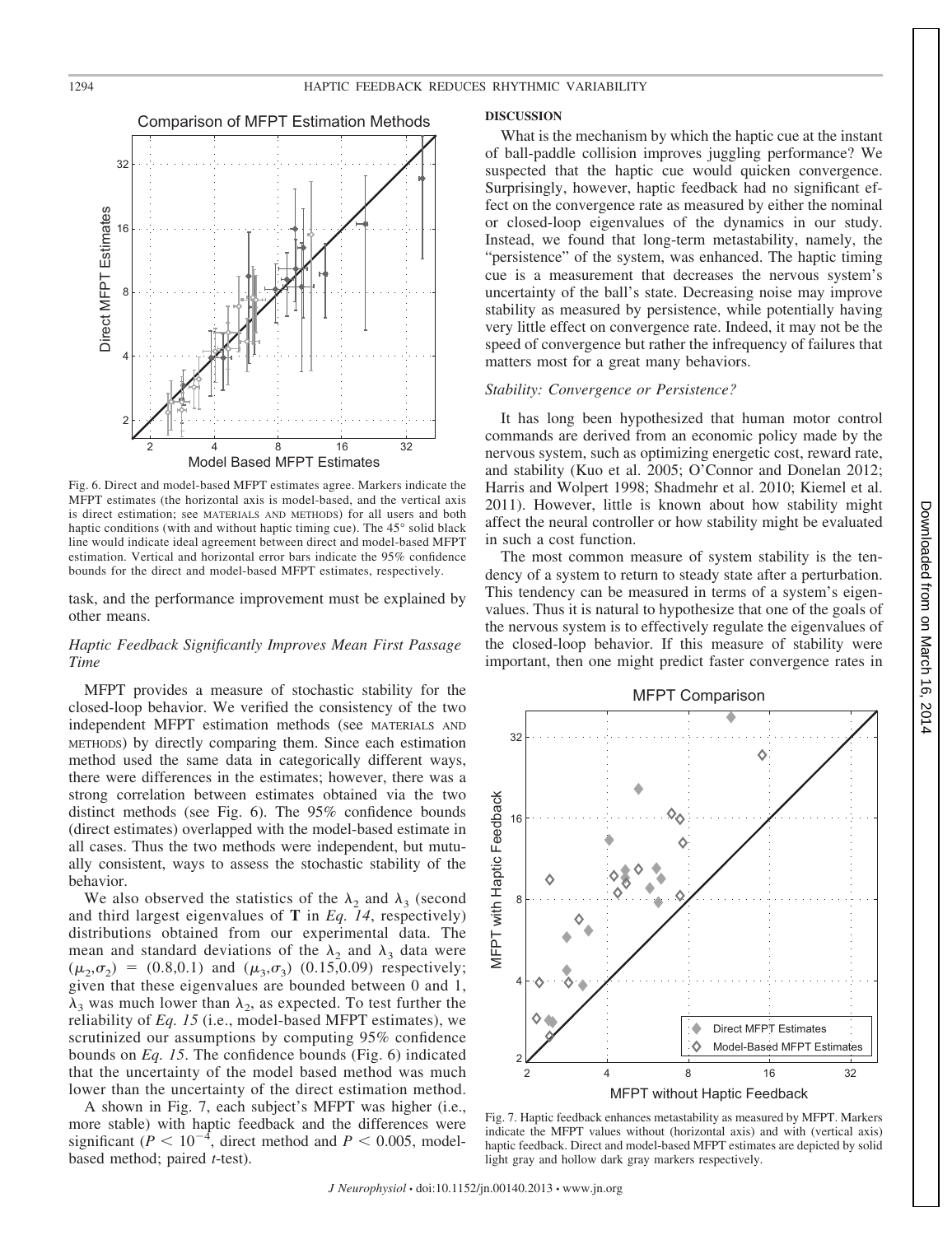Comparison of MFPT Estimation Methods

Direct MFPT Estimates

Model Based MFPT Estimates

2 4 8 16 32

Fig. 6. Direct and model-based MFPT estimates agree. Markers indicate the MFPT estimates (the horizontal axis is model-based, and the vertical axis is direct estimation; see MATERIALS AND METHODS) for all users and both haptic conditions (with and without haptic timing cue). The 45° solid black line would indicate ideal agreement between direct and model-based MFPT estimation. Vertical and horizontal error bars indicate the 95% confidence bounds for the direct and model-based MFPT estimates, respectively.

task, and the performance improvement must be explained by other means.

### *Haptic Feedback Significantly Improves Mean First Passage Time*

MFPT provides a measure of stochastic stability for the closed-loop behavior. We verified the consistency of the two independent MFPT estimation methods (see MATERIALS AND METHODS) by directly comparing them. Since each estimation method used the same data in categorically different ways, there were differences in the estimates; however, there was a strong correlation between estimates obtained via the two distinct methods (see Fig. 6). The 95% confidence bounds (direct estimates) overlapped with the model-based estimate in all cases. Thus the two methods were independent, but mutually consistent, ways to assess the stochastic stability of the behavior.

We also observed the statistics of the $\lambda_2$ and $\lambda_3$ (second and third largest eigenvalues of **T** in *Eq. 14*, respectively) distributions obtained from our experimental data. The mean and standard deviations of the $\lambda_2$ and $\lambda_3$ data were $(\mu_2,\sigma_2)$ = (0.8,0.1) and $(\mu_3,\sigma_3)$ (0.15,0.09) respectively; given that these eigenvalues are bounded between 0 and 1, $\lambda_3$ was much lower than $\lambda_2$, as expected. To test further the reliability of *Eq. 15* (i.e., model-based MFPT estimates), we scrutinized our assumptions by computing 95% confidence bounds on *Eq. 15*. The confidence bounds (Fig. 6) indicated that the uncertainty of the model based method was much lower than the uncertainty of the direct estimation method.

A shown in Fig. 7, each subject's MFPT was higher (i.e., more stable) with haptic feedback and the differences were significant ($P < 10^{-4}$, direct method and $P < 0.005$, model-based method; paired *t*-test).

## DISCUSSION

What is the mechanism by which the haptic cue at the instant of ball-paddle collision improves juggling performance? We suspected that the haptic cue would quicken convergence. Surprisingly, however, haptic feedback had no significant effect on the convergence rate as measured by either the nominal or closed-loop eigenvalues of the dynamics in our study. Instead, we found that long-term metastability, namely, the "persistence" of the system, was enhanced. The haptic timing cue is a measurement that decreases the nervous system's uncertainty of the ball's state. Decreasing noise may improve stability as measured by persistence, while potentially having very little effect on convergence rate. Indeed, it may not be the speed of convergence but rather the infrequency of failures that matters most for a great many behaviors.

### *Stability: Convergence or Persistence?*

It has long been hypothesized that human motor control commands are derived from an economic policy made by the nervous system, such as optimizing energetic cost, reward rate, and stability (Kuo et al. 2005; O'Connor and Donelan 2012; Harris and Wolpert 1998; Shadmehr et al. 2010; Kiemel et al. 2011). However, little is known about how stability might affect the neural controller or how stability might be evaluated in such a cost function.

The most common measure of system stability is the tendency of a system to return to steady state after a perturbation. This tendency can be measured in terms of a system's eigenvalues. Thus it is natural to hypothesize that one of the goals of the nervous system is to effectively regulate the eigenvalues of the closed-loop behavior. If this measure of stability were important, then one might predict faster convergence rates in

MFPT Comparison

MFPT with Haptic Feedback

MFPT without Haptic Feedback

Direct MFPT Estimates

Model-Based MFPT Estimates

2 4 8 16 32

Fig. 7. Haptic feedback enhances metastability as measured by MFPT. Markers indicate the MFPT values without (horizontal axis) and with (vertical axis) haptic feedback. Direct and model-based MFPT estimates are depicted by solid light gray and hollow dark gray markers respectively.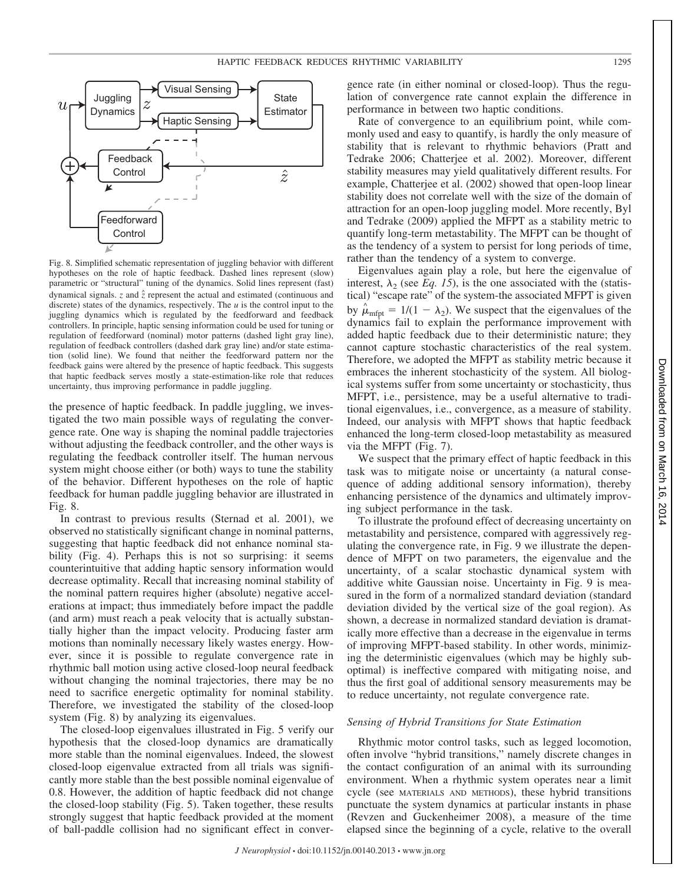Juggling Dynamics

Visual Sensing

Haptic Sensing

State Estimator

Feedback Control

Feedforward Control

$u$

$z$

$\hat{z}$

Fig. 8. Simplified schematic representation of juggling behavior with different hypotheses on the role of haptic feedback. Dashed lines represent (slow) parametric or "structural" tuning of the dynamics. Solid lines represent (fast) dynamical signals. $z$ and $\hat{z}$ represent the actual and estimated (continuous and discrete) states of the dynamics, respectively. The $u$ is the control input to the juggling dynamics which is regulated by the feedforward and feedback controllers. In principle, haptic sensing information could be used for tuning or regulation of feedforward (nominal) motor patterns (dashed light gray line), regulation of feedback controllers (dashed dark gray line) and/or state estimation (solid line). We found that neither the feedforward pattern nor the feedback gains were altered by the presence of haptic feedback. This suggests that haptic feedback serves mostly a state-estimation-like role that reduces uncertainty, thus improving performance in paddle juggling.

the presence of haptic feedback. In paddle juggling, we investigated the two main possible ways of regulating the convergence rate. One way is shaping the nominal paddle trajectories without adjusting the feedback controller, and the other ways is regulating the feedback controller itself. The human nervous system might choose either (or both) ways to tune the stability of the behavior. Different hypotheses on the role of haptic feedback for human paddle juggling behavior are illustrated in Fig. 8.

In contrast to previous results (Sternad et al. 2001), we observed no statistically significant change in nominal patterns, suggesting that haptic feedback did not enhance nominal stability (Fig. 4). Perhaps this is not so surprising: it seems counterintuitive that adding haptic sensory information would decrease optimality. Recall that increasing nominal stability of the nominal pattern requires higher (absolute) negative accelerations at impact; thus immediately before impact the paddle (and arm) must reach a peak velocity that is actually substantially higher than the impact velocity. Producing faster arm motions than nominally necessary likely wastes energy. However, since it is possible to regulate convergence rate in rhythmic ball motion using active closed-loop neural feedback without changing the nominal trajectories, there may be no need to sacrifice energetic optimality for nominal stability. Therefore, we investigated the stability of the closed-loop system (Fig. 8) by analyzing its eigenvalues.

The closed-loop eigenvalues illustrated in Fig. 5 verify our hypothesis that the closed-loop dynamics are dramatically more stable than the nominal eigenvalues. Indeed, the slowest closed-loop eigenvalue extracted from all trials was significantly more stable than the best possible nominal eigenvalue of 0.8. However, the addition of haptic feedback did not change the closed-loop stability (Fig. 5). Taken together, these results strongly suggest that haptic feedback provided at the moment of ball-paddle collision had no significant effect in convergence rate (in either nominal or closed-loop). Thus the regulation of convergence rate cannot explain the difference in performance in between two haptic conditions.

Rate of convergence to an equilibrium point, while commonly used and easy to quantify, is hardly the only measure of stability that is relevant to rhythmic behaviors (Pratt and Tedrake 2006; Chatterjee et al. 2002). Moreover, different stability measures may yield qualitatively different results. For example, Chatterjee et al. (2002) showed that open-loop linear stability does not correlate well with the size of the domain of attraction for an open-loop juggling model. More recently, Byl and Tedrake (2009) applied the MFPT as a stability metric to quantify long-term metastability. The MFPT can be thought of as the tendency of a system to persist for long periods of time, rather than the tendency of a system to converge.

Eigenvalues again play a role, but here the eigenvalue of interest, $\lambda_2$ (see *Eq. 15*), is the one associated with the (statistical) "escape rate" of the system-the associated MFPT is given by $\hat{\mu}_{\text{mfpt}} = 1/(1 - \lambda_2)$. We suspect that the eigenvalues of the dynamics fail to explain the performance improvement with added haptic feedback due to their deterministic nature; they cannot capture stochastic characteristics of the real system. Therefore, we adopted the MFPT as stability metric because it embraces the inherent stochasticity of the system. All biological systems suffer from some uncertainty or stochasticity, thus MFPT, i.e., persistence, may be a useful alternative to traditional eigenvalues, i.e., convergence, as a measure of stability. Indeed, our analysis with MFPT shows that haptic feedback enhanced the long-term closed-loop metastability as measured via the MFPT (Fig. 7).

We suspect that the primary effect of haptic feedback in this task was to mitigate noise or uncertainty (a natural consequence of adding additional sensory information), thereby enhancing persistence of the dynamics and ultimately improving subject performance in the task.

To illustrate the profound effect of decreasing uncertainty on metastability and persistence, compared with aggressively regulating the convergence rate, in Fig. 9 we illustrate the dependence of MFPT on two parameters, the eigenvalue and the uncertainty, of a scalar stochastic dynamical system with additive white Gaussian noise. Uncertainty in Fig. 9 is measured in the form of a normalized standard deviation (standard deviation divided by the vertical size of the goal region). As shown, a decrease in normalized standard deviation is dramatically more effective than a decrease in the eigenvalue in terms of improving MFPT-based stability. In other words, minimizing the deterministic eigenvalues (which may be highly suboptimal) is ineffective compared with mitigating noise, and thus the first goal of additional sensory measurements may be to reduce uncertainty, not regulate convergence rate.

### *Sensing of Hybrid Transitions for State Estimation*

Rhythmic motor control tasks, such as legged locomotion, often involve "hybrid transitions," namely discrete changes in the contact configuration of an animal with its surrounding environment. When a rhythmic system operates near a limit cycle (see MATERIALS AND METHODS), these hybrid transitions punctuate the system dynamics at particular instants in phase (Revzen and Guckenheimer 2008), a measure of the time elapsed since the beginning of a cycle, relative to the overall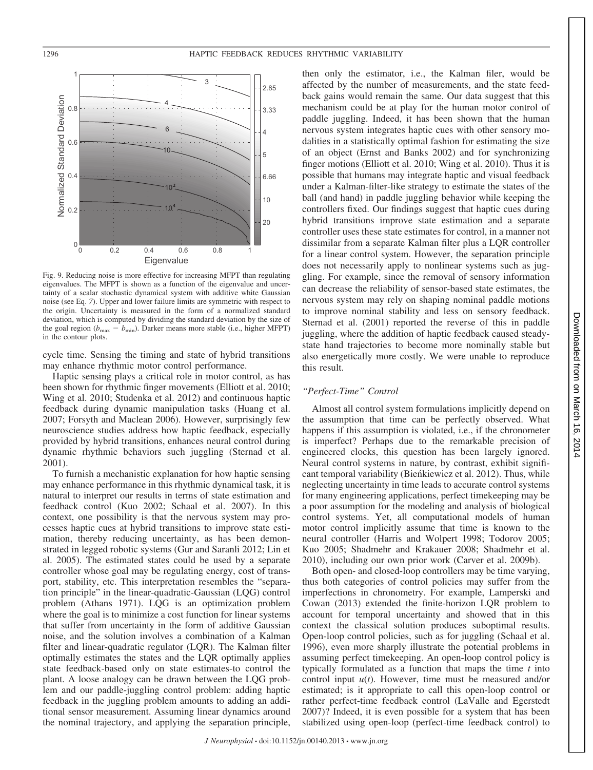Normalized Standard Deviation

Eigenvalue

0, 0.2, 0.4, 0.6, 0.8, 1

0, 0.2, 0.4, 0.6, 0.8, 1

3, 4, 6, 10, $10^2$, $10^4$

2.85, 3.33, 4, 5, 6.66, 10, 20

Fig. 9. Reducing noise is more effective for increasing MFPT than regulating eigenvalues. The MFPT is shown as a function of the eigenvalue and uncertainty of a scalar stochastic dynamical system with additive white Gaussian noise (see Eq. *7*). Upper and lower failure limits are symmetric with respect to the origin. Uncertainty is measured in the form of a normalized standard deviation, which is computed by dividing the standard deviation by the size of the goal region ($b_{max} - b_{min}$). Darker means more stable (i.e., higher MFPT) in the contour plots.

cycle time. Sensing the timing and state of hybrid transitions may enhance rhythmic motor control performance.

Haptic sensing plays a critical role in motor control, as has been shown for rhythmic finger movements (Elliott et al. 2010; Wing et al. 2010; Studenka et al. 2012) and continuous haptic feedback during dynamic manipulation tasks (Huang et al. 2007; Forsyth and Maclean 2006). However, surprisingly few neuroscience studies address how haptic feedback, especially provided by hybrid transitions, enhances neural control during dynamic rhythmic behaviors such juggling (Sternad et al. 2001).

To furnish a mechanistic explanation for how haptic sensing may enhance performance in this rhythmic dynamical task, it is natural to interpret our results in terms of state estimation and feedback control (Kuo 2002; Schaal et al. 2007). In this context, one possibility is that the nervous system may processes haptic cues at hybrid transitions to improve state estimation, thereby reducing uncertainty, as has been demonstrated in legged robotic systems (Gur and Saranli 2012; Lin et al. 2005). The estimated states could be used by a separate controller whose goal may be regulating energy, cost of transport, stability, etc. This interpretation resembles the "separation principle" in the linear-quadratic-Gaussian (LQG) control problem (Athans 1971). LQG is an optimization problem where the goal is to minimize a cost function for linear systems that suffer from uncertainty in the form of additive Gaussian noise, and the solution involves a combination of a Kalman filter and linear-quadratic regulator (LQR). The Kalman filter optimally estimates the states and the LQR optimally applies state feedback-based only on state estimates-to control the plant. A loose analogy can be drawn between the LQG problem and our paddle-juggling control problem: adding haptic feedback in the juggling problem amounts to adding an additional sensor measurement. Assuming linear dynamics around the nominal trajectory, and applying the separation principle, then only the estimator, i.e., the Kalman filer, would be affected by the number of measurements, and the state feedback gains would remain the same. Our data suggest that this mechanism could be at play for the human motor control of paddle juggling. Indeed, it has been shown that the human nervous system integrates haptic cues with other sensory modalities in a statistically optimal fashion for estimating the size of an object (Ernst and Banks 2002) and for synchronizing finger motions (Elliott et al. 2010; Wing et al. 2010). Thus it is possible that humans may integrate haptic and visual feedback under a Kalman-filter-like strategy to estimate the states of the ball (and hand) in paddle juggling behavior while keeping the controllers fixed. Our findings suggest that haptic cues during hybrid transitions improve state estimation and a separate controller uses these state estimates for control, in a manner not dissimilar from a separate Kalman filter plus a LQR controller for a linear control system. However, the separation principle does not necessarily apply to nonlinear systems such as juggling. For example, since the removal of sensory information can decrease the reliability of sensor-based state estimates, the nervous system may rely on shaping nominal paddle motions to improve nominal stability and less on sensory feedback. Sternad et al. (2001) reported the reverse of this in paddle juggling, where the addition of haptic feedback caused steady-state hand trajectories to become more nominally stable but also energetically more costly. We were unable to reproduce this result.

### *"Perfect-Time" Control*

Almost all control system formulations implicitly depend on the assumption that time can be perfectly observed. What happens if this assumption is violated, i.e., if the chronometer is imperfect? Perhaps due to the remarkable precision of engineered clocks, this question has been largely ignored. Neural control systems in nature, by contrast, exhibit significant temporal variability (Bieńkiewicz et al. 2012). Thus, while neglecting uncertainty in time leads to accurate control systems for many engineering applications, perfect timekeeping may be a poor assumption for the modeling and analysis of biological control systems. Yet, all computational models of human motor control implicitly assume that time is known to the neural controller (Harris and Wolpert 1998; Todorov 2005; Kuo 2005; Shadmehr and Krakauer 2008; Shadmehr et al. 2010), including our own prior work (Carver et al. 2009b).

Both open- and closed-loop controllers may be time varying, thus both categories of control policies may suffer from the imperfections in chronometry. For example, Lamperski and Cowan (2013) extended the finite-horizon LQR problem to account for temporal uncertainty and showed that in this context the classical solution produces suboptimal results. Open-loop control policies, such as for juggling (Schaal et al. 1996), even more sharply illustrate the potential problems in assuming perfect timekeeping. An open-loop control policy is typically formulated as a function that maps the time $t$ into control input $u(t)$. However, time must be measured and/or estimated; is it appropriate to call this open-loop control or rather perfect-time feedback control (LaValle and Egerstedt 2007)? Indeed, it is even possible for a system that has been stabilized using open-loop (perfect-time feedback control) to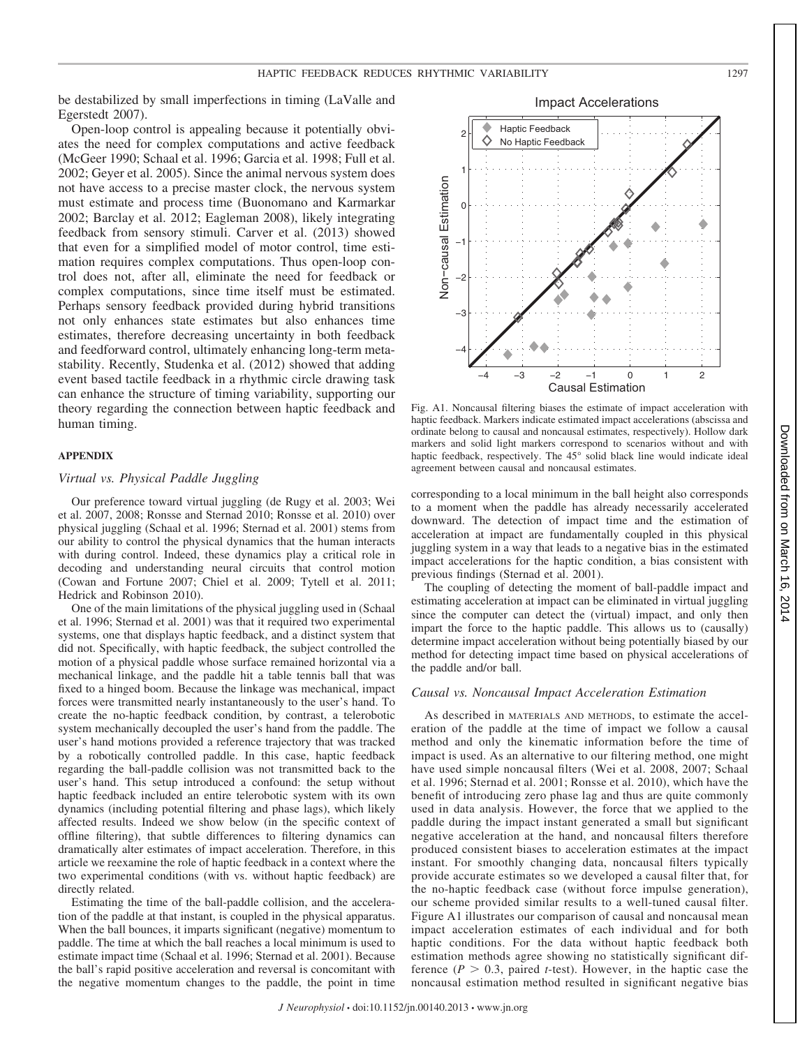be destabilized by small imperfections in timing (LaValle and Egerstedt 2007).

Open-loop control is appealing because it potentially obviates the need for complex computations and active feedback (McGeer 1990; Schaal et al. 1996; Garcia et al. 1998; Full et al. 2002; Geyer et al. 2005). Since the animal nervous system does not have access to a precise master clock, the nervous system must estimate and process time (Buonomano and Karmarkar 2002; Barclay et al. 2012; Eagleman 2008), likely integrating feedback from sensory stimuli. Carver et al. (2013) showed that even for a simplified model of motor control, time estimation requires complex computations. Thus open-loop control does not, after all, eliminate the need for feedback or complex computations, since time itself must be estimated. Perhaps sensory feedback provided during hybrid transitions not only enhances state estimates but also enhances time estimates, therefore decreasing uncertainty in both feedback and feedforward control, ultimately enhancing long-term metastability. Recently, Studenka et al. (2012) showed that adding event based tactile feedback in a rhythmic circle drawing task can enhance the structure of timing variability, supporting our theory regarding the connection between haptic feedback and human timing.

## APPENDIX

### *Virtual vs. Physical Paddle Juggling*

Our preference toward virtual juggling (de Rugy et al. 2003; Wei et al. 2007, 2008; Ronsse and Sternad 2010; Ronsse et al. 2010) over physical juggling (Schaal et al. 1996; Sternad et al. 2001) stems from our ability to control the physical dynamics that the human interacts with during control. Indeed, these dynamics play a critical role in decoding and understanding neural circuits that control motion (Cowan and Fortune 2007; Chiel et al. 2009; Tytell et al. 2011; Hedrick and Robinson 2010).

One of the main limitations of the physical juggling used in (Schaal et al. 1996; Sternad et al. 2001) was that it required two experimental systems, one that displays haptic feedback, and a distinct system that did not. Specifically, with haptic feedback, the subject controlled the motion of a physical paddle whose surface remained horizontal via a mechanical linkage, and the paddle hit a table tennis ball that was fixed to a hinged boom. Because the linkage was mechanical, impact forces were transmitted nearly instantaneously to the user's hand. To create the no-haptic feedback condition, by contrast, a telerobotic system mechanically decoupled the user's hand from the paddle. The user's hand motions provided a reference trajectory that was tracked by a robotically controlled paddle. In this case, haptic feedback regarding the ball-paddle collision was not transmitted back to the user's hand. This setup introduced a confound: the setup without haptic feedback included an entire telerobotic system with its own dynamics (including potential filtering and phase lags), which likely affected results. Indeed we show below (in the specific context of offline filtering), that subtle differences to filtering dynamics can dramatically alter estimates of impact acceleration. Therefore, in this article we reexamine the role of haptic feedback in a context where the two experimental conditions (with vs. without haptic feedback) are directly related.

Estimating the time of the ball-paddle collision, and the acceleration of the paddle at that instant, is coupled in the physical apparatus. When the ball bounces, it imparts significant (negative) momentum to paddle. The time at which the ball reaches a local minimum is used to estimate impact time (Schaal et al. 1996; Sternad et al. 2001). Because the ball's rapid positive acceleration and reversal is concomitant with the negative momentum changes to the paddle, the point in time corresponding to a local minimum in the ball height also corresponds to a moment when the paddle has already necessarily accelerated downward. The detection of impact time and the estimation of acceleration at impact are fundamentally coupled in this physical juggling system in a way that leads to a negative bias in the estimated impact accelerations for the haptic condition, a bias consistent with previous findings (Sternad et al. 2001).

The coupling of detecting the moment of ball-paddle impact and estimating acceleration at impact can be eliminated in virtual juggling since the computer can detect the (virtual) impact, and only then impart the force to the haptic paddle. This allows us to (causally) determine impact acceleration without being potentially biased by our method for detecting impact time based on physical accelerations of the paddle and/or ball.

Impact Accelerations

Haptic Feedback
No Haptic Feedback

Non−causal Estimation

Causal Estimation

−4 −3 −2 −1 0 1 2

Fig. A1. Noncausal filtering biases the estimate of impact acceleration with haptic feedback. Markers indicate estimated impact accelerations (abscissa and ordinate belong to causal and noncausal estimates, respectively). Hollow dark markers and solid light markers correspond to scenarios without and with haptic feedback, respectively. The 45° solid black line would indicate ideal agreement between causal and noncausal estimates.

### *Causal vs. Noncausal Impact Acceleration Estimation*

As described in MATERIALS AND METHODS, to estimate the acceleration of the paddle at the time of impact we follow a causal method and only the kinematic information before the time of impact is used. As an alternative to our filtering method, one might have used simple noncausal filters (Wei et al. 2008, 2007; Schaal et al. 1996; Sternad et al. 2001; Ronsse et al. 2010), which have the benefit of introducing zero phase lag and thus are quite commonly used in data analysis. However, the force that we applied to the paddle during the impact instant generated a small but significant negative acceleration at the hand, and noncausal filters therefore produced consistent biases to acceleration estimates at the impact instant. For smoothly changing data, noncausal filters typically provide accurate estimates so we developed a causal filter that, for the no-haptic feedback case (without force impulse generation), our scheme provided similar results to a well-tuned causal filter. Figure A1 illustrates our comparison of causal and noncausal mean impact acceleration estimates of each individual and for both haptic conditions. For the data without haptic feedback both estimation methods agree showing no statistically significant difference ($P > 0.3$, paired *t*-test). However, in the haptic case the noncausal estimation method resulted in significant negative bias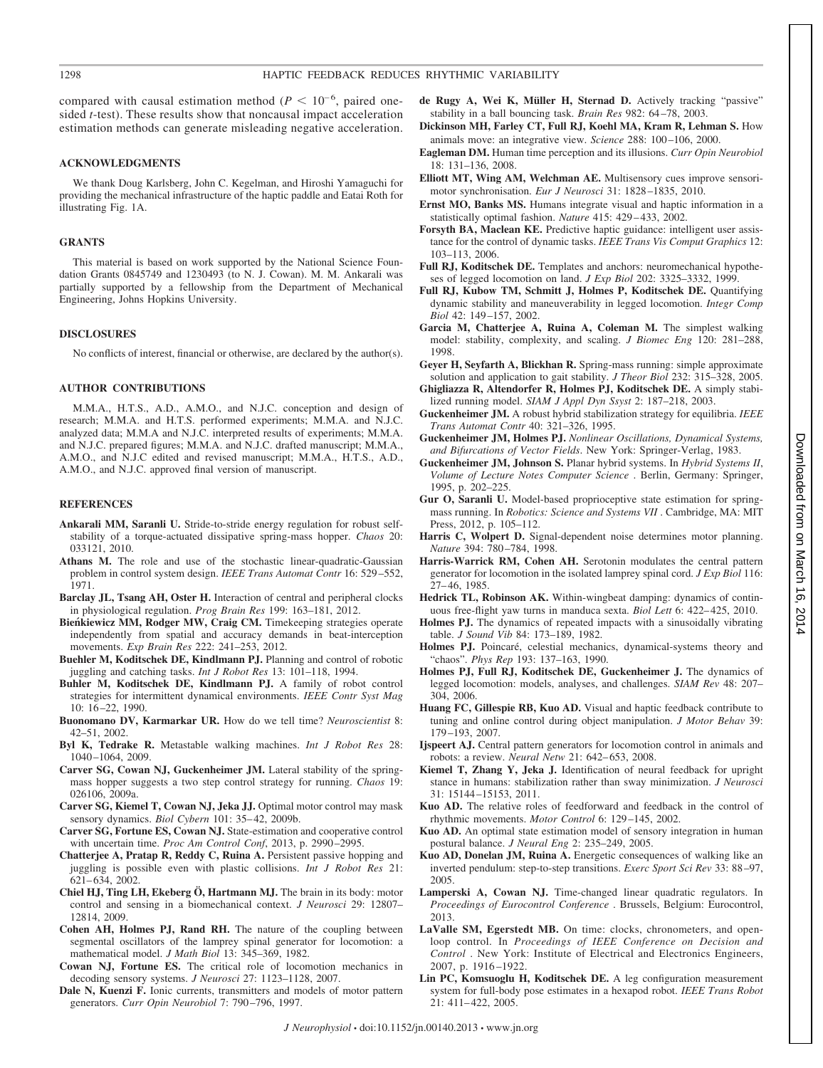compared with causal estimation method ($P < 10^{-6}$, paired one-sided $t$-test). These results show that noncausal impact acceleration estimation methods can generate misleading negative acceleration.

## ACKNOWLEDGMENTS

We thank Doug Karlsberg, John C. Kegelman, and Hiroshi Yamaguchi for providing the mechanical infrastructure of the haptic paddle and Eatai Roth for illustrating Fig. 1A.

## GRANTS

This material is based on work supported by the National Science Foundation Grants 0845749 and 1230493 (to N. J. Cowan). M. M. Ankarali was partially supported by a fellowship from the Department of Mechanical Engineering, Johns Hopkins University.

## DISCLOSURES

No conflicts of interest, financial or otherwise, are declared by the author(s).

## AUTHOR CONTRIBUTIONS

M.M.A., H.T.S., A.D., A.M.O., and N.J.C. conception and design of research; M.M.A. and H.T.S. performed experiments; M.M.A. and N.J.C. analyzed data; M.M.A and N.J.C. interpreted results of experiments; M.M.A. and N.J.C. prepared figures; M.M.A. and N.J.C. drafted manuscript; M.M.A., A.M.O., and N.J.C edited and revised manuscript; M.M.A., H.T.S., A.D., A.M.O., and N.J.C. approved final version of manuscript.

## REFERENCES

**Ankarali MM, Saranli U.** Stride-to-stride energy regulation for robust self-stability of a torque-actuated dissipative spring-mass hopper. *Chaos* 20: 033121, 2010.

**Athans M.** The role and use of the stochastic linear-quadratic-Gaussian problem in control system design. *IEEE Trans Automat Contr* 16: 529–552, 1971.

**Barclay JL, Tsang AH, Oster H.** Interaction of central and peripheral clocks in physiological regulation. *Prog Brain Res* 199: 163–181, 2012.

**Bieńkiewicz MM, Rodger MW, Craig CM.** Timekeeping strategies operate independently from spatial and accuracy demands in beat-interception movements. *Exp Brain Res* 222: 241–253, 2012.

**Buehler M, Koditschek DE, Kindlmann PJ.** Planning and control of robotic juggling and catching tasks. *Int J Robot Res* 13: 101–118, 1994.

**Buhler M, Koditschek DE, Kindlmann PJ.** A family of robot control strategies for intermittent dynamical environments. *IEEE Contr Syst Mag* 10: 16–22, 1990.

**Buonomano DV, Karmarkar UR.** How do we tell time? *Neuroscientist* 8: 42–51, 2002.

**Byl K, Tedrake R.** Metastable walking machines. *Int J Robot Res* 28: 1040–1064, 2009.

**Carver SG, Cowan NJ, Guckenheimer JM.** Lateral stability of the spring-mass hopper suggests a two step control strategy for running. *Chaos* 19: 026106, 2009a.

**Carver SG, Kiemel T, Cowan NJ, Jeka JJ.** Optimal motor control may mask sensory dynamics. *Biol Cybern* 101: 35–42, 2009b.

**Carver SG, Fortune ES, Cowan NJ.** State-estimation and cooperative control with uncertain time. *Proc Am Control Conf*, 2013, p. 2990–2995.

**Chatterjee A, Pratap R, Reddy C, Ruina A.** Persistent passive hopping and juggling is possible even with plastic collisions. *Int J Robot Res* 21: 621–634, 2002.

**Chiel HJ, Ting LH, Ekeberg Ö, Hartmann MJ.** The brain in its body: motor control and sensing in a biomechanical context. *J Neurosci* 29: 12807–12814, 2009.

**Cohen AH, Holmes PJ, Rand RH.** The nature of the coupling between segmental oscillators of the lamprey spinal generator for locomotion: a mathematical model. *J Math Biol* 13: 345–369, 1982.

**Cowan NJ, Fortune ES.** The critical role of locomotion mechanics in decoding sensory systems. *J Neurosci* 27: 1123–1128, 2007.

**Dale N, Kuenzi F.** Ionic currents, transmitters and models of motor pattern generators. *Curr Opin Neurobiol* 7: 790–796, 1997.

**de Rugy A, Wei K, Müller H, Sternad D.** Actively tracking "passive" stability in a ball bouncing task. *Brain Res* 982: 64–78, 2003.

**Dickinson MH, Farley CT, Full RJ, Koehl MA, Kram R, Lehman S.** How animals move: an integrative view. *Science* 288: 100–106, 2000.

**Eagleman DM.** Human time perception and its illusions. *Curr Opin Neurobiol* 18: 131–136, 2008.

**Elliott MT, Wing AM, Welchman AE.** Multisensory cues improve sensorimotor synchronisation. *Eur J Neurosci* 31: 1828–1835, 2010.

**Ernst MO, Banks MS.** Humans integrate visual and haptic information in a statistically optimal fashion. *Nature* 415: 429–433, 2002.

**Forsyth BA, Maclean KE.** Predictive haptic guidance: intelligent user assistance for the control of dynamic tasks. *IEEE Trans Vis Comput Graphics* 12: 103–113, 2006.

**Full RJ, Koditschek DE.** Templates and anchors: neuromechanical hypotheses of legged locomotion on land. *J Exp Biol* 202: 3325–3332, 1999.

**Full RJ, Kubow TM, Schmitt J, Holmes P, Koditschek DE.** Quantifying dynamic stability and maneuverability in legged locomotion. *Integr Comp Biol* 42: 149–157, 2002.

**Garcia M, Chatterjee A, Ruina A, Coleman M.** The simplest walking model: stability, complexity, and scaling. *J Biomec Eng* 120: 281–288, 1998.

**Geyer H, Seyfarth A, Blickhan R.** Spring-mass running: simple approximate solution and application to gait stability. *J Theor Biol* 232: 315–328, 2005.

**Ghigliazza R, Altendorfer R, Holmes PJ, Koditschek DE.** A simply stabilized running model. *SIAM J Appl Dyn Ssyst* 2: 187–218, 2003.

**Guckenheimer JM.** A robust hybrid stabilization strategy for equilibria. *IEEE Trans Automat Contr* 40: 321–326, 1995.

**Guckenheimer JM, Holmes PJ.** *Nonlinear Oscillations, Dynamical Systems, and Bifurcations of Vector Fields*. New York: Springer-Verlag, 1983.

**Guckenheimer JM, Johnson S.** Planar hybrid systems. In *Hybrid Systems II, Volume of Lecture Notes Computer Science* . Berlin, Germany: Springer, 1995, p. 202–225.

**Gur O, Saranli U.** Model-based proprioceptive state estimation for spring-mass running. In *Robotics: Science and Systems VII* . Cambridge, MA: MIT Press, 2012, p. 105–112.

**Harris C, Wolpert D.** Signal-dependent noise determines motor planning. *Nature* 394: 780–784, 1998.

**Harris-Warrick RM, Cohen AH.** Serotonin modulates the central pattern generator for locomotion in the isolated lamprey spinal cord. *J Exp Biol* 116: 27–46, 1985.

**Hedrick TL, Robinson AK.** Within-wingbeat damping: dynamics of continuous free-flight yaw turns in manduca sexta. *Biol Lett* 6: 422–425, 2010.

**Holmes PJ.** The dynamics of repeated impacts with a sinusoidally vibrating table. *J Sound Vib* 84: 173–189, 1982.

**Holmes PJ.** Poincaré, celestial mechanics, dynamical-systems theory and "chaos". *Phys Rep* 193: 137–163, 1990.

**Holmes PJ, Full RJ, Koditschek DE, Guckenheimer J.** The dynamics of legged locomotion: models, analyses, and challenges. *SIAM Rev* 48: 207–304, 2006.

**Huang FC, Gillespie RB, Kuo AD.** Visual and haptic feedback contribute to tuning and online control during object manipulation. *J Motor Behav* 39: 179–193, 2007.

**Ijspeert AJ.** Central pattern generators for locomotion control in animals and robots: a review. *Neural Netw* 21: 642–653, 2008.

**Kiemel T, Zhang Y, Jeka J.** Identification of neural feedback for upright stance in humans: stabilization rather than sway minimization. *J Neurosci* 31: 15144–15153, 2011.

**Kuo AD.** The relative roles of feedforward and feedback in the control of rhythmic movements. *Motor Control* 6: 129–145, 2002.

**Kuo AD.** An optimal state estimation model of sensory integration in human postural balance. *J Neural Eng* 2: 235–249, 2005.

**Kuo AD, Donelan JM, Ruina A.** Energetic consequences of walking like an inverted pendulum: step-to-step transitions. *Exerc Sport Sci Rev* 33: 88–97, 2005.

**Lamperski A, Cowan NJ.** Time-changed linear quadratic regulators. In *Proceedings of Eurocontrol Conference* . Brussels, Belgium: Eurocontrol, 2013.

**LaValle SM, Egerstedt MB.** On time: clocks, chronometers, and open-loop control. In *Proceedings of IEEE Conference on Decision and Control* . New York: Institute of Electrical and Electronics Engineers, 2007, p. 1916–1922.

**Lin PC, Komsuoglu H, Koditschek DE.** A leg configuration measurement system for full-body pose estimates in a hexapod robot. *IEEE Trans Robot* 21: 411–422, 2005.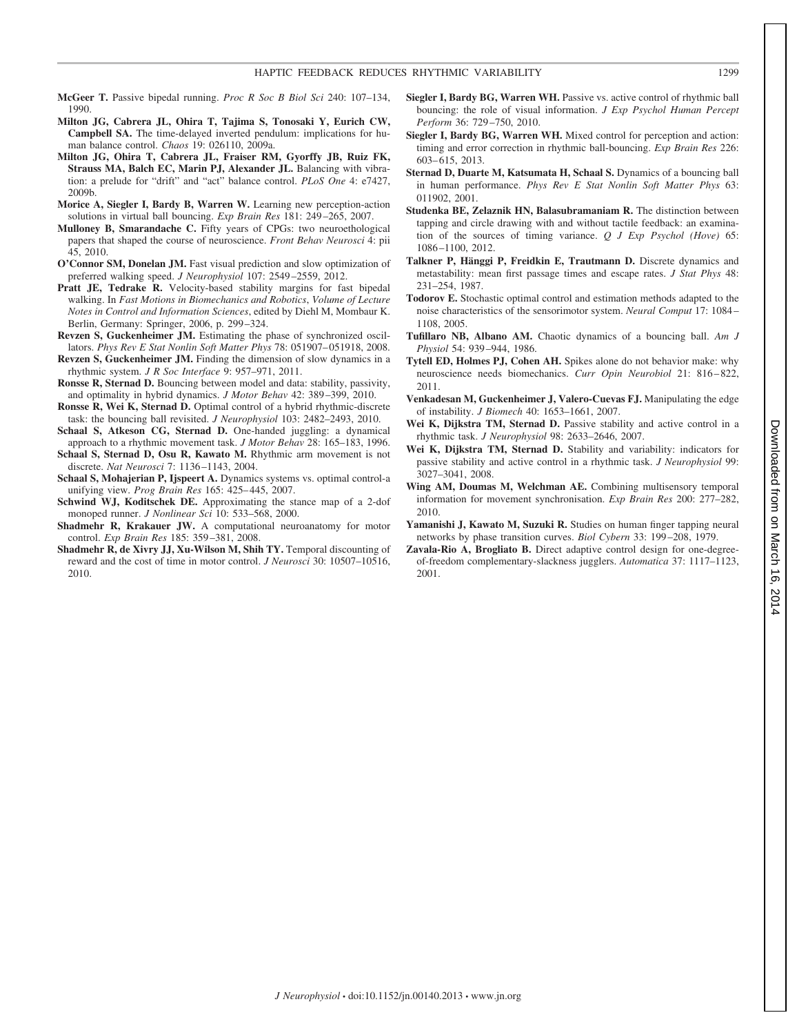**McGeer T.** Passive bipedal running. *Proc R Soc B Biol Sci* 240: 107–134, 1990.

**Milton JG, Cabrera JL, Ohira T, Tajima S, Tonosaki Y, Eurich CW, Campbell SA.** The time-delayed inverted pendulum: implications for human balance control. *Chaos* 19: 026110, 2009a.

**Milton JG, Ohira T, Cabrera JL, Fraiser RM, Gyorffy JB, Ruiz FK, Strauss MA, Balch EC, Marin PJ, Alexander JL.** Balancing with vibration: a prelude for "drift" and "act" balance control. *PLoS One* 4: e7427, 2009b.

**Morice A, Siegler I, Bardy B, Warren W.** Learning new perception-action solutions in virtual ball bouncing. *Exp Brain Res* 181: 249–265, 2007.

**Mulloney B, Smarandache C.** Fifty years of CPGs: two neuroethological papers that shaped the course of neuroscience. *Front Behav Neurosci* 4: pii 45, 2010.

**O'Connor SM, Donelan JM.** Fast visual prediction and slow optimization of preferred walking speed. *J Neurophysiol* 107: 2549–2559, 2012.

**Pratt JE, Tedrake R.** Velocity-based stability margins for fast bipedal walking. In *Fast Motions in Biomechanics and Robotics*, *Volume of Lecture Notes in Control and Information Sciences*, edited by Diehl M, Mombaur K. Berlin, Germany: Springer, 2006, p. 299–324.

**Revzen S, Guckenheimer JM.** Estimating the phase of synchronized oscillators. *Phys Rev E Stat Nonlin Soft Matter Phys* 78: 051907–051918, 2008.

**Revzen S, Guckenheimer JM.** Finding the dimension of slow dynamics in a rhythmic system. *J R Soc Interface* 9: 957–971, 2011.

**Ronsse R, Sternad D.** Bouncing between model and data: stability, passivity, and optimality in hybrid dynamics. *J Motor Behav* 42: 389–399, 2010.

**Ronsse R, Wei K, Sternad D.** Optimal control of a hybrid rhythmic-discrete task: the bouncing ball revisited. *J Neurophysiol* 103: 2482–2493, 2010.

**Schaal S, Atkeson CG, Sternad D.** One-handed juggling: a dynamical approach to a rhythmic movement task. *J Motor Behav* 28: 165–183, 1996.

**Schaal S, Sternad D, Osu R, Kawato M.** Rhythmic arm movement is not discrete. *Nat Neurosci* 7: 1136–1143, 2004.

**Schaal S, Mohajerian P, Ijspeert A.** Dynamics systems vs. optimal control-a unifying view. *Prog Brain Res* 165: 425–445, 2007.

**Schwind WJ, Koditschek DE.** Approximating the stance map of a 2-dof monoped runner. *J Nonlinear Sci* 10: 533–568, 2000.

**Shadmehr R, Krakauer JW.** A computational neuroanatomy for motor control. *Exp Brain Res* 185: 359–381, 2008.

**Shadmehr R, de Xivry JJ, Xu-Wilson M, Shih TY.** Temporal discounting of reward and the cost of time in motor control. *J Neurosci* 30: 10507–10516, 2010.

**Siegler I, Bardy BG, Warren WH.** Passive vs. active control of rhythmic ball bouncing: the role of visual information. *J Exp Psychol Human Percept Perform* 36: 729–750, 2010.

**Siegler I, Bardy BG, Warren WH.** Mixed control for perception and action: timing and error correction in rhythmic ball-bouncing. *Exp Brain Res* 226: 603–615, 2013.

**Sternad D, Duarte M, Katsumata H, Schaal S.** Dynamics of a bouncing ball in human performance. *Phys Rev E Stat Nonlin Soft Matter Phys* 63: 011902, 2001.

**Studenka BE, Zelaznik HN, Balasubramaniam R.** The distinction between tapping and circle drawing with and without tactile feedback: an examination of the sources of timing variance. *Q J Exp Psychol (Hove)* 65: 1086–1100, 2012.

**Talkner P, Hänggi P, Freidkin E, Trautmann D.** Discrete dynamics and metastability: mean first passage times and escape rates. *J Stat Phys* 48: 231–254, 1987.

**Todorov E.** Stochastic optimal control and estimation methods adapted to the noise characteristics of the sensorimotor system. *Neural Comput* 17: 1084–1108, 2005.

**Tufillaro NB, Albano AM.** Chaotic dynamics of a bouncing ball. *Am J Physiol* 54: 939–944, 1986.

**Tytell ED, Holmes PJ, Cohen AH.** Spikes alone do not behavior make: why neuroscience needs biomechanics. *Curr Opin Neurobiol* 21: 816–822, 2011.

**Venkadesan M, Guckenheimer J, Valero-Cuevas FJ.** Manipulating the edge of instability. *J Biomech* 40: 1653–1661, 2007.

**Wei K, Dijkstra TM, Sternad D.** Passive stability and active control in a rhythmic task. *J Neurophysiol* 98: 2633–2646, 2007.

**Wei K, Dijkstra TM, Sternad D.** Stability and variability: indicators for passive stability and active control in a rhythmic task. *J Neurophysiol* 99: 3027–3041, 2008.

**Wing AM, Doumas M, Welchman AE.** Combining multisensory temporal information for movement synchronisation. *Exp Brain Res* 200: 277–282, 2010.

**Yamanishi J, Kawato M, Suzuki R.** Studies on human finger tapping neural networks by phase transition curves. *Biol Cybern* 33: 199–208, 1979.

**Zavala-Rio A, Brogliato B.** Direct adaptive control design for one-degree-of-freedom complementary-slackness jugglers. *Automatica* 37: 1117–1123, 2001.